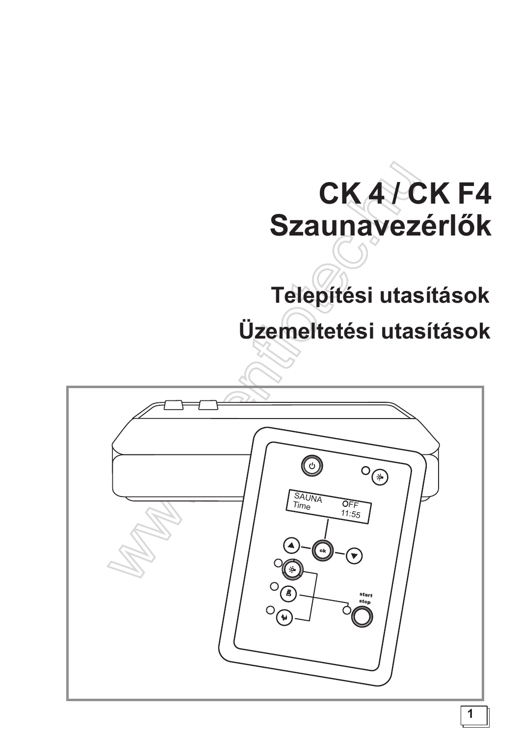# CK 4 / CK F4
# Szaunavezérlők

## Telepítési utasítások

## Üzemeltetési utasítások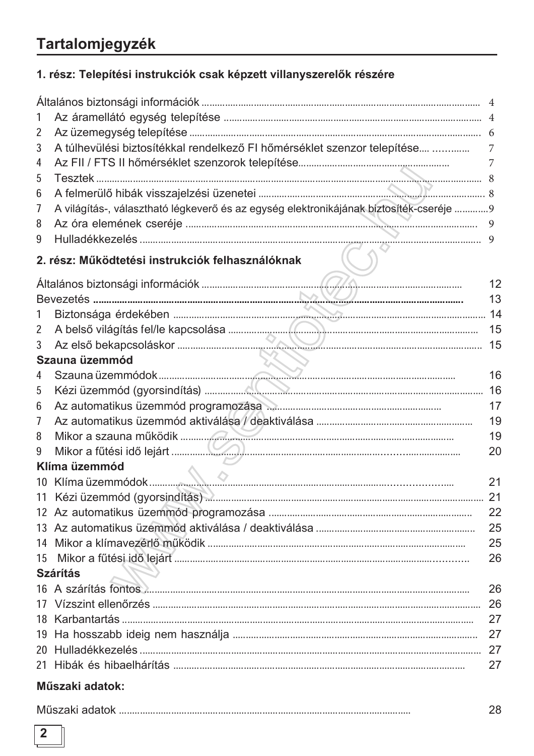# Tartalomjegyzék

## 1. rész: Telepítési instrukciók csak képzett villanyszerelők részére

Általános biztonsági információk ..... 4
1 Az áramellátó egység telepítése ..... 4
2 Az üzemegység telepítése ..... 6
3 A túlhevülési biztosítékkal rendelkező FI hőmérséklet szenzor telepítése ..... 7
4 Az FII / FTS II hőmérséklet szenzorok telepítése ..... 7
5 Tesztek ..... 8
6 A felmerülő hibák visszajelzési üzenetei ..... 8
7 A világítás-, választható légkeverő és az egység elektronikájának biztosíték-cseréje ..... 9
8 Az óra elemének cseréje ..... 9
9 Hulladékkezelés ..... 9

## 2. rész: Működtetési instrukciók felhasználóknak

Általános biztonsági információk ..... 12
Bevezetés ..... 13
1 Biztonsága érdekében ..... 14
2 A belső világítás fel/le kapcsolása ..... 15
3 Az első bekapcsoláskor ..... 15

**Szauna üzemmód**

4 Szauna üzemmódok ..... 16
5 Kézi üzemmód (gyorsindítás) ..... 16
6 Az automatikus üzemmód programozása ..... 17
7 Az automatikus üzemmód aktiválása / deaktiválása ..... 19
8 Mikor a szauna működik ..... 19
9 Mikor a fűtési idő lejárt ..... 20

**Klíma üzemmód**

10 Klíma üzemmódok ..... 21
11 Kézi üzemmód (gyorsindítás) ..... 21
12 Az automatikus üzemmód programozása ..... 22
13 Az automatikus üzemmód aktiválása / deaktiválása ..... 25
14 Mikor a klímavezérlő működik ..... 25
15 Mikor a fűtési idő lejárt ..... 26

**Szárítás**

16 A szárítás fontos ..... 26
17 Vízszint ellenőrzés ..... 26
18 Karbantartás ..... 27
19 Ha hosszabb ideig nem használja ..... 27
20 Hulladékkezelés ..... 27
21 Hibák és hibaelhárítás ..... 27

**Műszaki adatok:**

Műszaki adatok ..... 28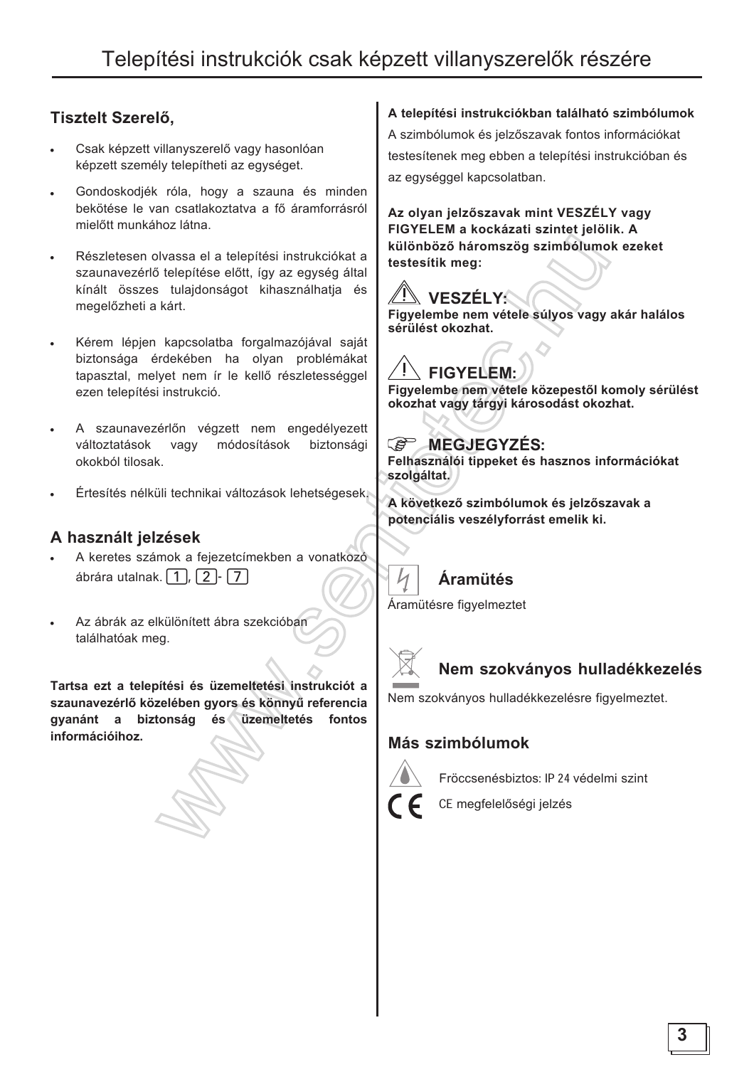# Telepítési instrukciók csak képzett villanyszerelők részére

## Tisztelt Szerelő,

- Csak képzett villanyszerelő vagy hasonlóan képzett személy telepítheti az egységet.
- Gondoskodjék róla, hogy a szauna és minden bekötése le van csatlakoztatva a fő áramforrásról mielőtt munkához látna.
- Részletesen olvassa el a telepítési instrukciókat a szaunavezérlő telepítése előtt, így az egység által kínált összes tulajdonságot kihasználhatja és megelőzheti a kárt.
- Kérem lépjen kapcsolatba forgalmazójával saját biztonsága érdekében ha olyan problémákat tapasztal, melyet nem ír le kellő részletességgel ezen telepítési instrukció.
- A szaunavezérlőn végzett nem engedélyezett változtatások vagy módosítások biztonsági okokból tilosak.
- Értesítés nélküli technikai változások lehetségesek.

## A használt jelzések

- A keretes számok a fejezetcímekben a vonatkozó ábrára utalnak. [1], [2]- [7]
- Az ábrák az elkülönített ábra szekcióban találhatóak meg.

**Tartsa ezt a telepítési és üzemeltetési instrukciót a szaunavezérlő közelében gyors és könnyű referencia gyanánt a biztonság és üzemeltetés fontos információihoz.**

**A telepítési instrukciókban található szimbólumok**

A szimbólumok és jelzőszavak fontos információkat testesítenek meg ebben a telepítési instrukcióban és az egységgel kapcsolatban.

**Az olyan jelzőszavak mint VESZÉLY vagy FIGYELEM a kockázati szintet jelölik. A különböző háromszög szimbólumok ezeket testesítik meg:**

### ⚠ VESZÉLY:

**Figyelembe nem vétele súlyos vagy akár halálos sérülést okozhat.**

### ⚠ FIGYELEM:

**Figyelembe nem vétele közepestől komoly sérülést okozhat vagy tárgyi károsodást okozhat.**

### ☞ MEGJEGYZÉS:

**Felhasználói tippeket és hasznos információkat szolgáltat.**

**A következő szimbólumok és jelzőszavak a potenciális veszélyforrást emelik ki.**

### Áramütés

Áramütésre figyelmeztet

### Nem szokványos hulladékkezelés

Nem szokványos hulladékkezelésre figyelmeztet.

### Más szimbólumok

Fröccsenésbiztos: IP 24 védelmi szint

CE megfelelőségi jelzés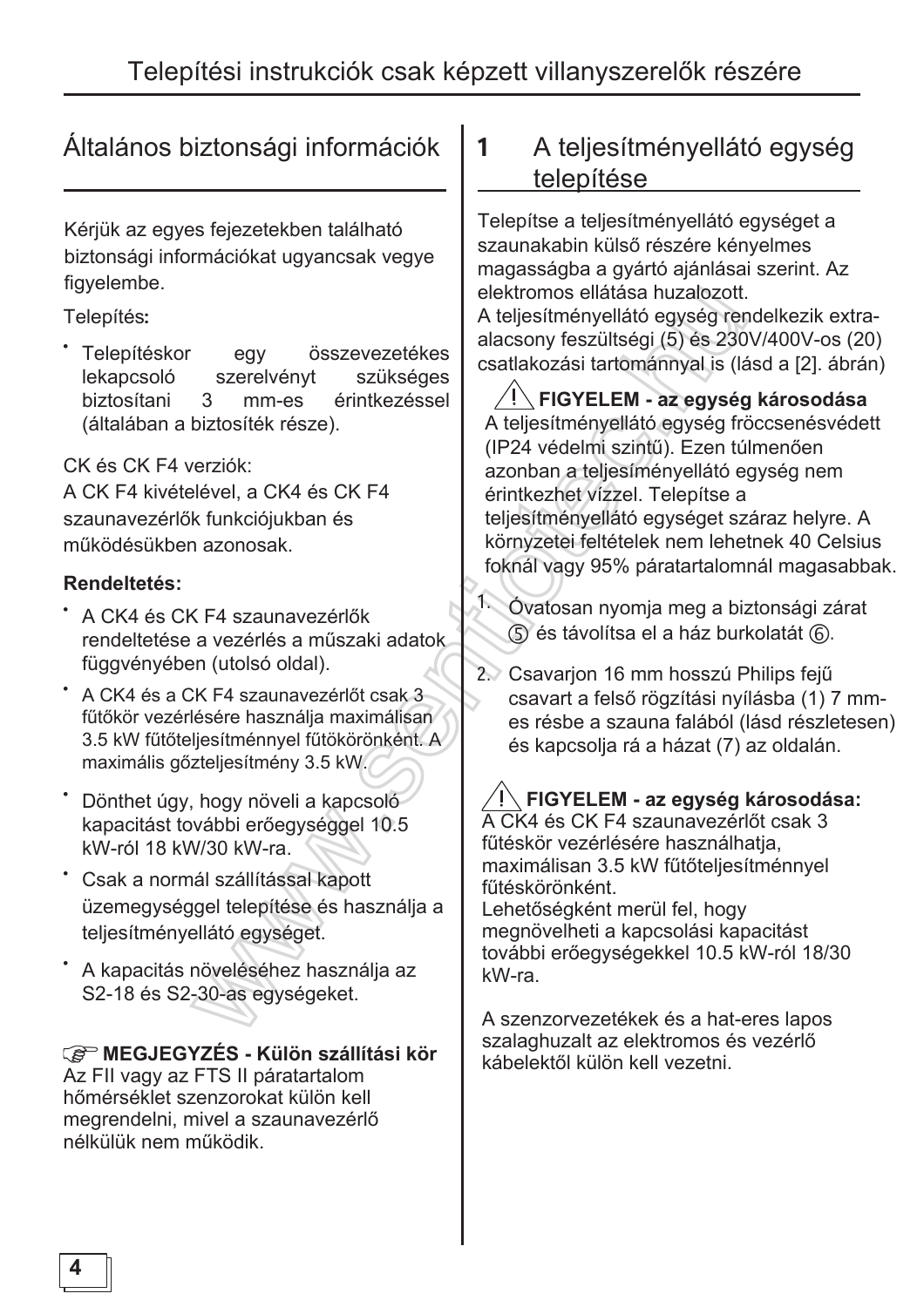# Telepítési instrukciók csak képzett villanyszerelők részére

## Általános biztonsági információk

Kérjük az egyes fejezetekben található biztonsági információkat ugyancsak vegye figyelembe.

Telepítés**:**

- Telepítéskor egy összevezetékes lekapcsoló szerelvényt szükséges biztosítani 3 mm-es érintkezéssel (általában a biztosíték része).

CK és CK F4 verziók:
A CK F4 kivételével, a CK4 és CK F4 szaunavezérlők funkciójukban és működésükben azonosak.

**Rendeltetés:**

- A CK4 és CK F4 szaunavezérlők rendeltetése a vezérlés a műszaki adatok függvényében (utolsó oldal).
- A CK4 és a CK F4 szaunavezérlőt csak 3 fűtőkör vezérlésére használja maximálisan 3.5 kW fűtőteljesítménnyel fűtökörönként. A maximális gőzteljesítmény 3.5 kW.
- Dönthet úgy, hogy növeli a kapcsoló kapacitást további erőegységgel 10.5 kW-ról 18 kW/30 kW-ra.
- Csak a normál szállítással kapott üzemegységgel telepítése és használja a teljesítményellátó egységet.
- A kapacitás növeléséhez használja az S2-18 és S2-30-as egységeket.

☞ **MEGJEGYZÉS - Külön szállítási kör**
Az FII vagy az FTS II páratartalom hőmérséklet szenzorokat külön kell megrendelni, mivel a szaunavezérlő nélkülük nem működik.

## 1 A teljesítményellátó egység telepítése

Telepítse a teljesítményellátó egységet a szaunakabin külső részére kényelmes magasságba a gyártó ajánlásai szerint. Az elektromos ellátása huzalozott.
A teljesítményellátó egység rendelkezik extra-alacsony feszültségi (5) és 230V/400V-os (20) csatlakozási tartománnyal is (lásd a [2]. ábrán)

⚠ **FIGYELEM - az egység károsodása**
A teljesítményellátó egység fröccsenésvédett (IP24 védelmi szintű). Ezen túlmenően azonban a teljesíményellátó egység nem érintkezhet vízzel. Telepítse a teljesítményellátó egységet száraz helyre. A környezetei feltételek nem lehetnek 40 Celsius foknál vagy 95% páratartalomnál magasabbak.

1. Óvatosan nyomja meg a biztonsági zárat ⑤ és távolítsa el a ház burkolatát ⑥.
2. Csavarjon 16 mm hosszú Philips fejű csavart a felső rögzítási nyílásba (1) 7 mm-es résbe a szauna falából (lásd részletesen) és kapcsolja rá a házat (7) az oldalán.

⚠ **FIGYELEM - az egység károsodása:**
A CK4 és CK F4 szaunavezérlőt csak 3 fűtéskör vezérlésére használhatja, maximálisan 3.5 kW fűtőteljesítménnyel fűtéskörönként.
Lehetőségként merül fel, hogy megnövelheti a kapcsolási kapacitást további erőegységekkel 10.5 kW-ról 18/30 kW-ra.

A szenzorvezetékek és a hat-eres lapos szalaghuzalt az elektromos és vezérlő kábelektől külön kell vezetni.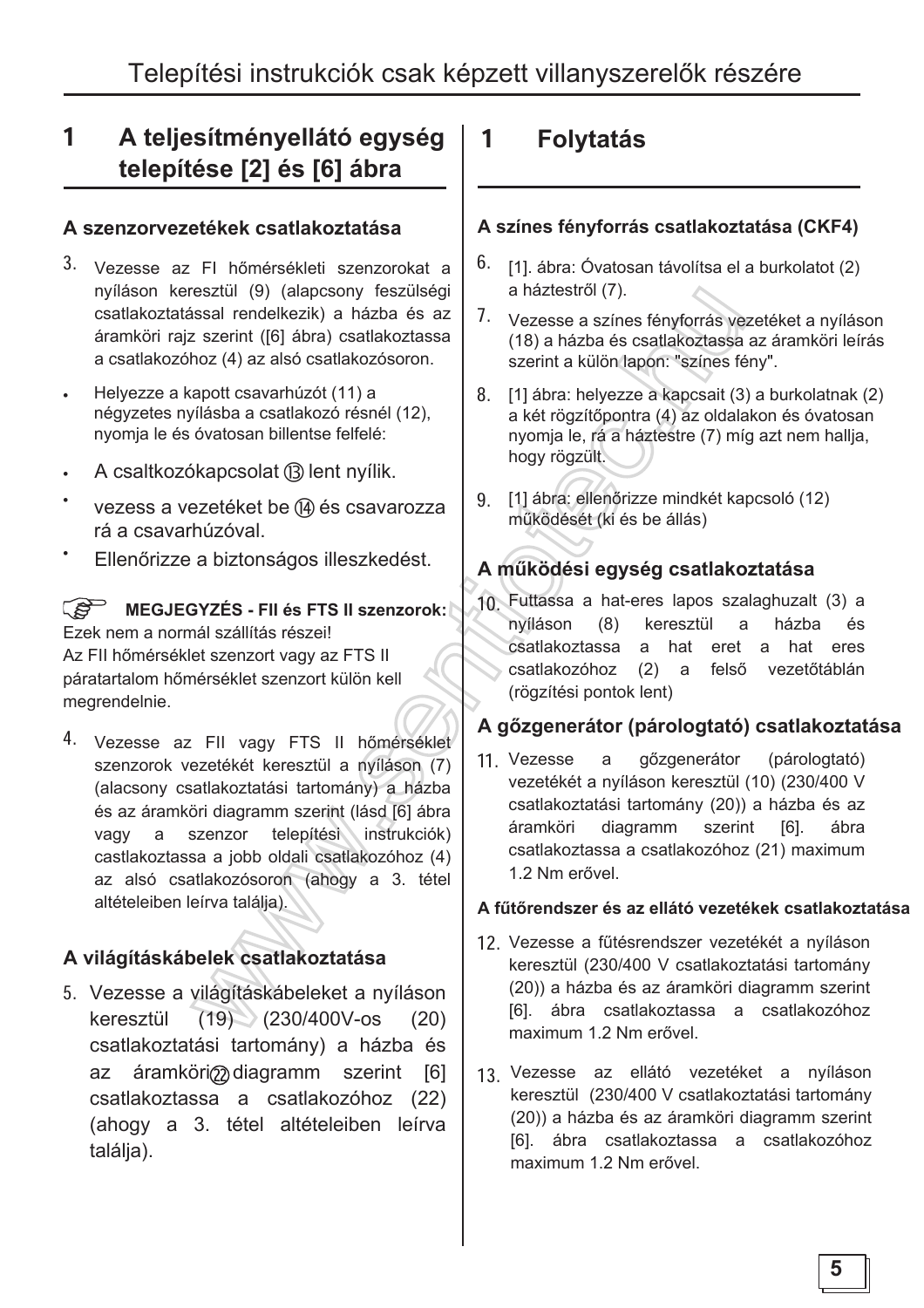# 1 A teljesítményellátó egység telepítése [2] és [6] ábra

### A szenzorvezetékek csatlakoztatása

3. Vezesse az FI hőmérsékleti szenzorokat a nyíláson keresztül (9) (alapcsony feszülségi csatlakoztatással rendelkezik) a házba és az áramköri rajz szerint ([6] ábra) csatlakoztassa a csatlakozóhoz (4) az alsó csatlakozósoron.

- Helyezze a kapott csavarhúzót (11) a négyzetes nyílásba a csatlakozó résnél (12), nyomja le és óvatosan billentse felfelé:
- A csaltkozókapcsolat ⑬ lent nyílik.
- vezess a vezetéket be ⑭ és csavarozza rá a csavarhúzóval.
- Ellenőrizze a biztonságos illeszkedést.

**MEGJEGYZÉS - FII és FTS II szenzorok:**
Ezek nem a normál szállítás részei!
Az FII hőmérséklet szenzort vagy az FTS II páratartalom hőmérséklet szenzort külön kell megrendelnie.

4. Vezesse az FII vagy FTS II hőmérséklet szenzorok vezetékét keresztül a nyíláson (7) (alacsony csatlakoztatási tartomány) a házba és az áramköri diagramm szerint (lásd [6] ábra vagy a szenzor telepítési instrukciók) castlakoztassa a jobb oldali csatlakozóhoz (4) az alsó csatlakozósoron (ahogy a 3. tétel altételeiben leírva találja).

### A világításkábelek csatlakoztatása

5. Vezesse a világításkábeleket a nyíláson keresztül (19) (230/400V-os (20) csatlakoztatási tartomány) a házba és az áramköri ㉒ diagramm szerint [6] csatlakoztassa a csatlakozóhoz (22) (ahogy a 3. tétel altételeiben leírva találja).

# 1 Folytatás

### A színes fényforrás csatlakoztatása (CKF4)

6. [1]. ábra: Óvatosan távolítsa el a burkolatot (2) a háztestről (7).
7. Vezesse a színes fényforrás vezetéket a nyíláson (18) a házba és csatlakoztassa az áramköri leírás szerint a külön lapon: "színes fény".
8. [1] ábra: helyezze a kapcsait (3) a burkolatnak (2) a két rögzítőpontra (4) az oldalakon és óvatosan nyomja le, rá a háztestre (7) míg azt nem hallja, hogy rögzült.
9. [1] ábra: ellenőrizze mindkét kapcsoló (12) működését (ki és be állás)

### A működési egység csatlakoztatása

10. Futtassa a hat-eres lapos szalaghuzalt (3) a nyíláson (8) keresztül a házba és csatlakoztassa a hat eret a hat eres csatlakozóhoz (2) a felső vezetőtáblán (rögzítési pontok lent)

### A gőzgenerátor (párologtató) csatlakoztatása

11. Vezesse a gőzgenerátor (párologtató) vezetékét a nyíláson keresztül (10) (230/400 V csatlakoztatási tartomány (20)) a házba és az áramköri diagramm szerint [6]. ábra csatlakoztassa a csatlakozóhoz (21) maximum 1.2 Nm erővel.

#### A fűtőrendszer és az ellátó vezetékek csatlakoztatása

12. Vezesse a fűtésrendszer vezetékét a nyíláson keresztül (230/400 V csatlakoztatási tartomány (20)) a házba és az áramköri diagramm szerint [6]. ábra csatlakoztassa a csatlakozóhoz maximum 1.2 Nm erővel.
13. Vezesse az ellátó vezetéket a nyíláson keresztül (230/400 V csatlakoztatási tartomány (20)) a házba és az áramköri diagramm szerint [6]. ábra csatlakoztassa a csatlakozóhoz maximum 1.2 Nm erővel.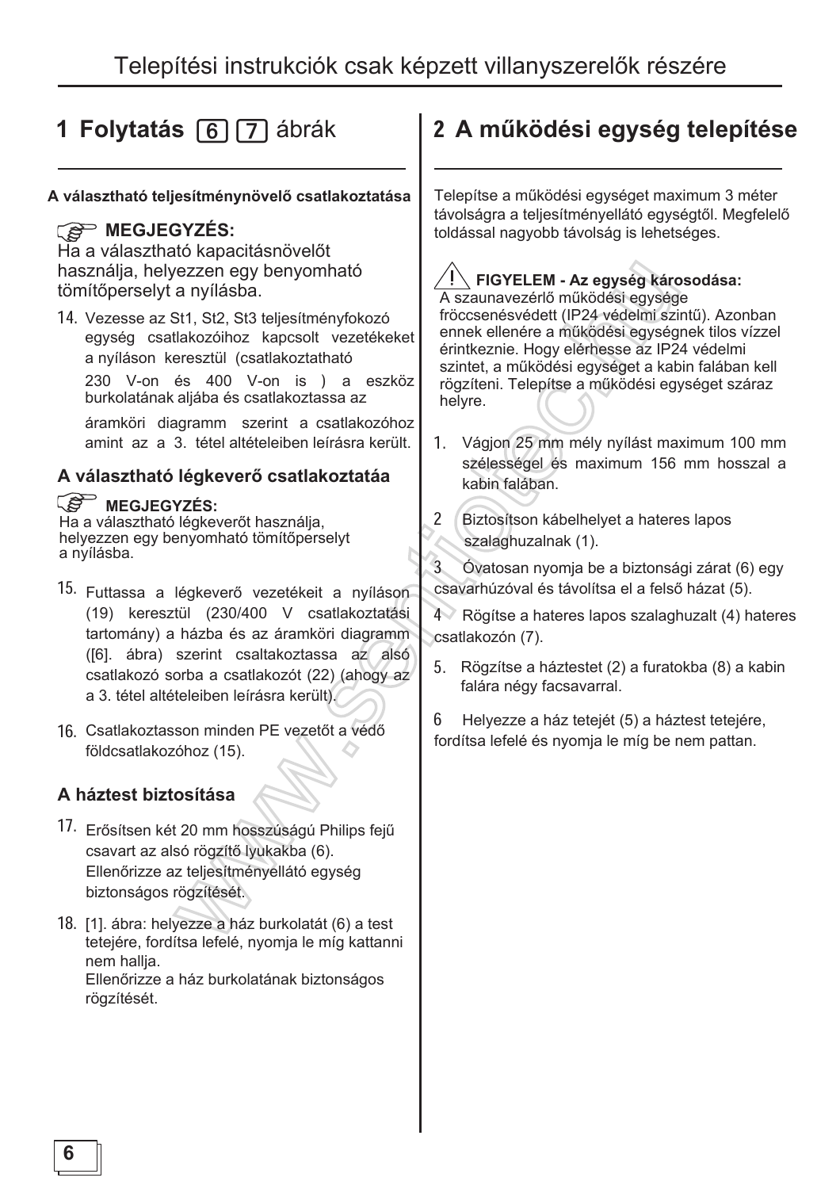## 1 Folytatás [6] [7] ábrák

**A választható teljesítménynövelő csatlakoztatása**

**MEGJEGYZÉS:**
Ha a választható kapacitásnövelőt használja, helyezzen egy benyomható tömítőperselyt a nyílásba.

14. Vezesse az St1, St2, St3 teljesítményfokozó egység csatlakozóihoz kapcsolt vezetékeket a nyíláson keresztül (csatlakoztatható 230 V-on és 400 V-on is ) a eszköz burkolatának aljába és csatlakoztassa az áramköri diagramm szerint a csatlakozóhoz amint az a 3. tétel altételeiben leírásra került.

### A választható légkeverő csatlakoztatáa

**MEGJEGYZÉS:**
Ha a választható légkeverőt használja, helyezzen egy benyomható tömítőperselyt a nyílásba.

15. Futtassa a légkeverő vezetékeit a nyíláson (19) keresztül (230/400 V csatlakoztatási tartomány) a házba és az áramköri diagramm ([6]. ábra) szerint csaltakoztassa az alsó csatlakozó sorba a csatlakozót (22) (ahogy az a 3. tétel altételeiben leírásra került).
16. Csatlakoztasson minden PE vezetőt a védő földcsatlakozóhoz (15).

### A háztest biztosítása

17. Erősítsen két 20 mm hosszúságú Philips fejű csavart az alsó rögzítő lyukakba (6). Ellenőrizze az teljesítményellátó egység biztonságos rögzítését.
18. [1]. ábra: helyezze a ház burkolatát (6) a test tetejére, fordítsa lefelé, nyomja le míg kattanni nem hallja.
Ellenőrizze a ház burkolatának biztonságos rögzítését.

## 2 A működési egység telepítése

Telepítse a működési egységet maximum 3 méter távolságra a teljesítményellátó egységtől. Megfelelő toldással nagyobb távolság is lehetséges.

**FIGYELEM - Az egység károsodása:**
A szaunavezérlő működési egysége fröccsenésvédett (IP24 védelmi szintű). Azonban ennek ellenére a működési egységnek tilos vízzel érintkeznie. Hogy elérhesse az IP24 védelmi szintet, a működési egységet a kabin falában kell rögzíteni. Telepítse a működési egységet száraz helyre.

1. Vágjon 25 mm mély nyílást maximum 100 mm szélességel és maximum 156 mm hosszal a kabin falában.
2. Biztosítson kábelhelyet a hateres lapos szalaghuzalnak (1).
3. Óvatosan nyomja be a biztonsági zárat (6) egy csavarhúzóval és távolítsa el a felső házat (5).
4. Rögítse a hateres lapos szalaghuzalt (4) hateres csatlakozón (7).
5. Rögzítse a háztestet (2) a furatokba (8) a kabin falára négy facsavarral.
6. Helyezze a ház tetejét (5) a háztest tetejére, fordítsa lefelé és nyomja le míg be nem pattan.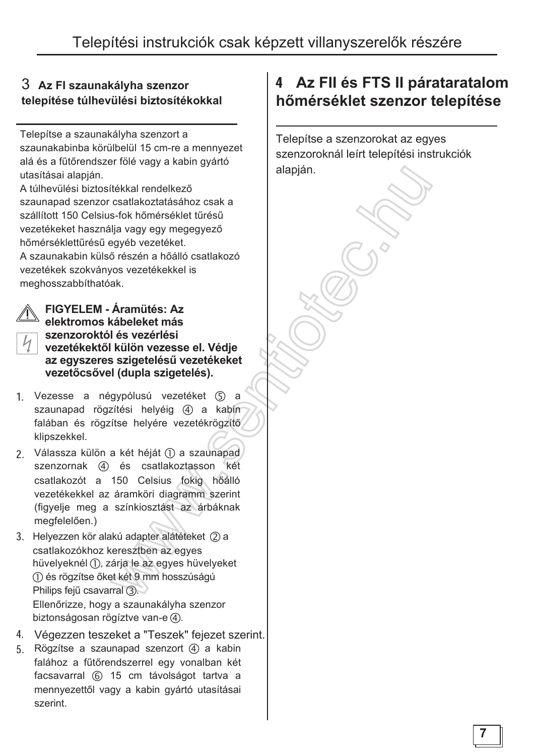## 3 Az FI szaunakályha szenzor telepítése túlhevülési biztosítékokkal

Telepítse a szaunakályha szenzort a szaunakabinba körülbelül 15 cm-re a mennyezet alá és a fűtőrendszer fölé vagy a kabin gyártó utasításai alapján.
A túlhevülési biztosítékkal rendelkező szaunapad szenzor csatlakoztatásához csak a szállított 150 Celsius-fok hőmérséklet tűrésű vezetékeket használja vagy egy megegyező hőmérséklettűrésű egyéb vezetéket.
A szaunakabin külső részén a hőálló csatlakozó vezetékek szokványos vezetékekkel is meghosszabbíthatóak.

**FIGYELEM - Áramütés: Az elektromos kábeleket más szenzoroktól és vezérlési vezetékektől külön vezesse el. Védje az egyszeres szigetelésű vezetékeket vezetőcsővel (dupla szigetelés).**

1. Vezesse a négypólusú vezetéket ⑤ a szaunapad rögzítési helyéig ④ a kabin falában és rögzítse helyére vezetékrögzítő klipszekkel.
2. Válassza külön a két héját ① a szaunapad szenzornak ④ és csatlakoztasson két csatlakozót a 150 Celsius fokig hőálló vezetékekkel az áramköri diagramm szerint (figyelje meg a színkiosztást az árbáknak megfelelően.)
3. Helyezzen kör alakú adapter alátéteket ② a csatlakozókhoz keresztben az egyes hüvelyeknél ①, zárja le az egyes hüvelyeket ① és rögzítse őket két 9 mm hosszúságú Philips fejű csavarral ③.
   Ellenőrizze, hogy a szaunakályha szenzor biztonságosan rögíztve van-e ④.
4. Végezzen teszeket a "Teszek" fejezet szerint.
5. Rögzítse a szaunapad szenzort ④ a kabin falához a fűtőrendszerrel egy vonalban két facsavarral ⑥ 15 cm távolságot tartva a mennyezettől vagy a kabin gyártó utasításai szerint.

## 4 Az FII és FTS II párataratalom hőmérséklet szenzor telepítése

Telepítse a szenzorokat az egyes szenzoroknál leírt telepítési instrukciók alapján.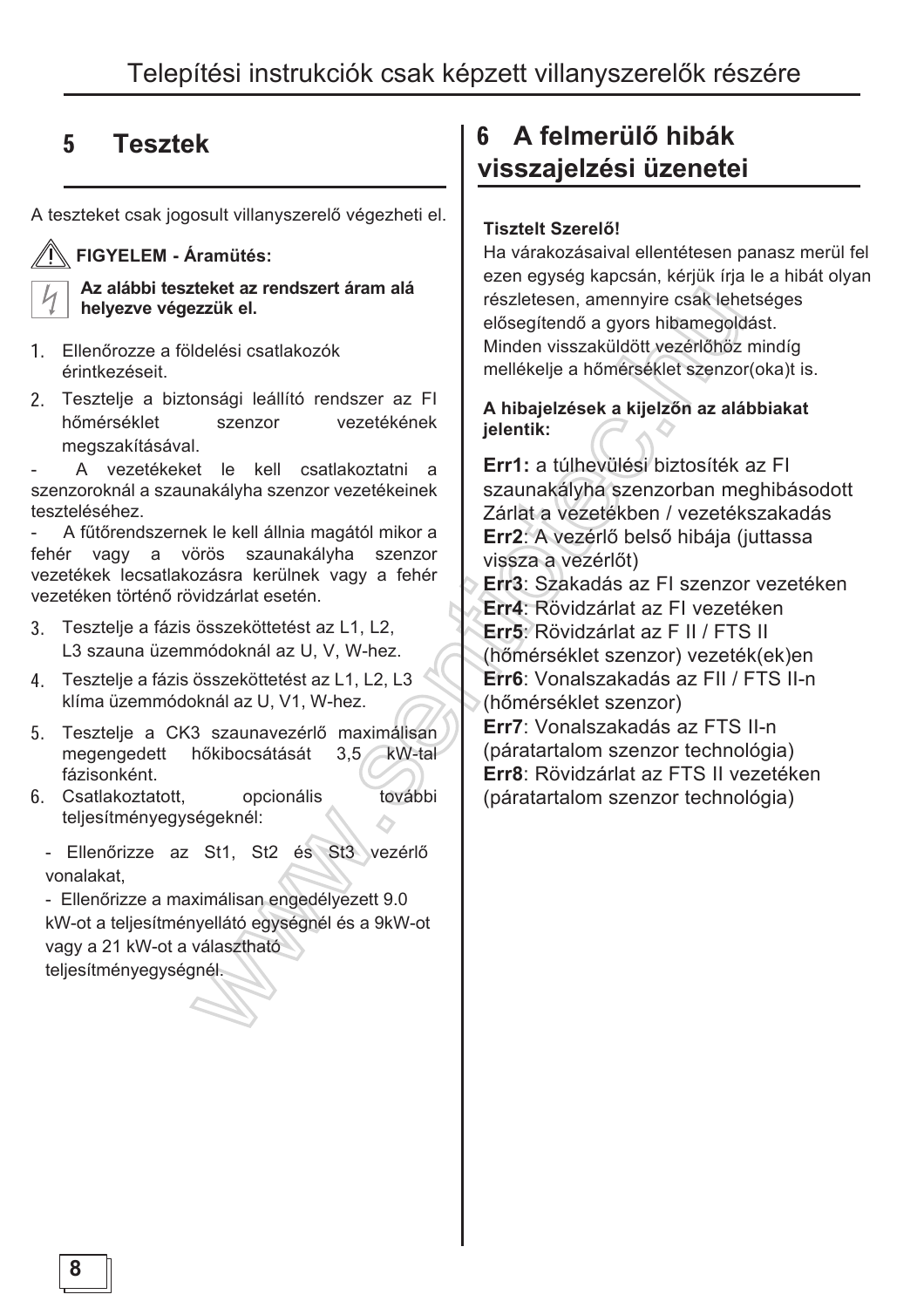## 5 Tesztek

A teszteket csak jogosult villanyszerelő végezheti el.

**FIGYELEM - Áramütés:**

**Az alábbi teszteket az rendszert áram alá helyezve végezzük el.**

1. Ellenőrozze a földelési csatlakozók érintkezéseit.
2. Tesztelje a biztonsági leállító rendszer az FI hőmérséklet szenzor vezetékének megszakításával.

- A vezetékeket le kell csatlakoztatni a szenzoroknál a szaunakályha szenzor vezetékeinek teszteléséhez.
- A fűtőrendszernek le kell állnia magától mikor a fehér vagy a vörös szaunakályha szenzor vezetékek lecsatlakozásra kerülnek vagy a fehér vezetéken történő rövidzárlat esetén.

3. Tesztelje a fázis összeköttetést az L1, L2, L3 szauna üzemmódoknál az U, V, W-hez.
4. Tesztelje a fázis összeköttetést az L1, L2, L3 klíma üzemmódoknál az U, V1, W-hez.
5. Tesztelje a CK3 szaunavezérlő maximálisan megengedett hőkibocsátását 3,5 kW-tal fázisonként.
6. Csatlakoztatott, opcionális további teljesítményegységeknél:

- Ellenőrizze az St1, St2 és St3 vezérlő vonalakat,
- Ellenőrizze a maximálisan engedélyezett 9.0 kW-ot a teljesítményellátó egységnél és a 9kW-ot vagy a 21 kW-ot a választható teljesítményegységnél.

## 6 A felmerülő hibák visszajelzési üzenetei

**Tisztelt Szerelő!**

Ha várakozásaival ellentétesen panasz merül fel ezen egység kapcsán, kérjük írja le a hibát olyan részletesen, amennyire csak lehetséges elősegítendő a gyors hibamegoldást.
Minden visszaküldött vezérlőhöz mindíg mellékelje a hőmérséklet szenzor(oka)t is.

**A hibajelzések a kijelzőn az alábbiakat jelentik:**

**Err1:** a túlhevülési biztosíték az FI szaunakályha szenzorban meghibásodott Zárlat a vezetékben / vezetékszakadás
**Err2**: A vezérlő belső hibája (juttassa vissza a vezérlőt)
**Err3**: Szakadás az FI szenzor vezetéken
**Err4**: Rövidzárlat az FI vezetéken
**Err5**: Rövidzárlat az F II / FTS II (hőmérséklet szenzor) vezeték(ek)en
**Err6**: Vonalszakadás az FII / FTS II-n (hőmérséklet szenzor)
**Err7**: Vonalszakadás az FTS II-n (páratartalom szenzor technológia)
**Err8**: Rövidzárlat az FTS II vezetéken (páratartalom szenzor technológia)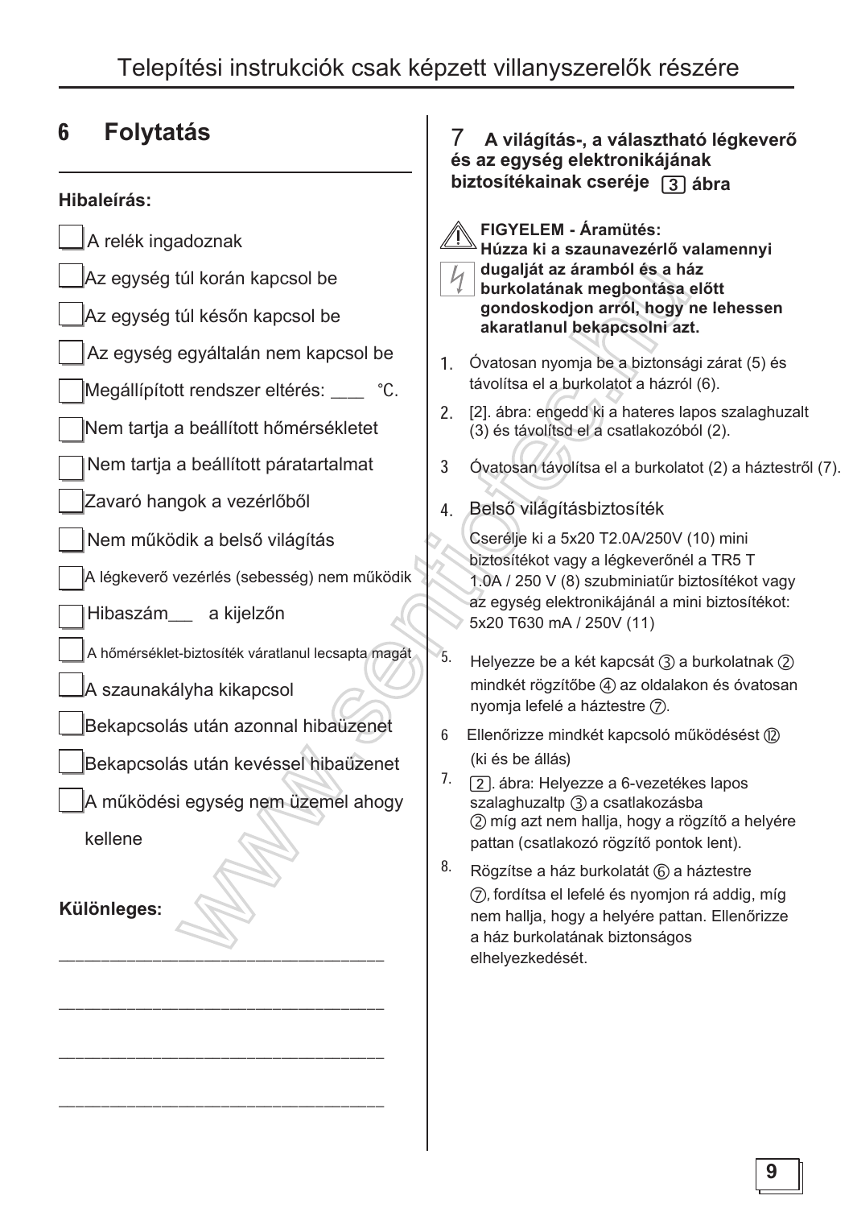## 6 Folytatás

**Hibaleírás:**

- [ ] A relék ingadoznak
- [ ] Az egység túl korán kapcsol be
- [ ] Az egység túl későn kapcsol be
- [ ] Az egység egyáltalán nem kapcsol be
- [ ] Megállípított rendszer eltérés: ___ °C.
- [ ] Nem tartja a beállított hőmérsékletet
- [ ] Nem tartja a beállított páratartalmat
- [ ] Zavaró hangok a vezérlőből
- [ ] Nem működik a belső világítás
- [ ] A légkeverő vezérlés (sebesség) nem működik
- [ ] Hibaszám___ a kijelzőn
- [ ] A hőmérséklet-biztosíték váratlanul lecsapta magát
- [ ] A szaunakályha kikapcsol
- [ ] Bekapcsolás után azonnal hibaüzenet
- [ ] Bekapcsolás után kevéssel hibaüzenet
- [ ] A működési egység nem üzemel ahogy kellene

**Különleges:**

________________________________

________________________________

________________________________

________________________________

## 7 A világítás-, a választható légkeverő és az egység elektronikájának biztosítékainak cseréje [3] ábra

**FIGYELEM - Áramütés:**
**Húzza ki a szaunavezérlő valamennyi dugalját az áramból és a ház burkolatának megbontása előtt gondoskodjon arról, hogy ne lehessen akaratlanul bekapcsolni azt.**

1. Óvatosan nyomja be a biztonsági zárat (5) és távolítsa el a burkolatot a házról (6).
2. [2]. ábra: engedd ki a hateres lapos szalaghuzalt (3) és távolítsd el a csatlakozóból (2).
3. Óvatosan távolítsa el a burkolatot (2) a háztestről (7).
4. Belső világításbiztosíték

   Cserélje ki a 5x20 T2.0A/250V (10) mini biztosítékot vagy a légkeverőnél a TR5 T 1.0A / 250 V (8) szubminiatűr biztosítékot vagy az egység elektronikájánál a mini biztosítékot: 5x20 T630 mA / 250V (11)
5. Helyezze be a két kapcsát ③ a burkolatnak ② mindkét rögzítőbe ④ az oldalakon és óvatosan nyomja lefelé a háztestre ⑦.
6. Ellenőrizze mindkét kapcsoló működésést ⑫ (ki és be állás)
7. [2]. ábra: Helyezze a 6-vezetékes lapos szalaghuzaltp ③ a csatlakozásba ② míg azt nem hallja, hogy a rögzítő a helyére pattan (csatlakozó rögzítő pontok lent).
8. Rögzítse a ház burkolatát ⑥ a háztestre ⑦, fordítsa el lefelé és nyomjon rá addig, míg nem hallja, hogy a helyére pattan. Ellenőrizze a ház burkolatának biztonságos elhelyezkedését.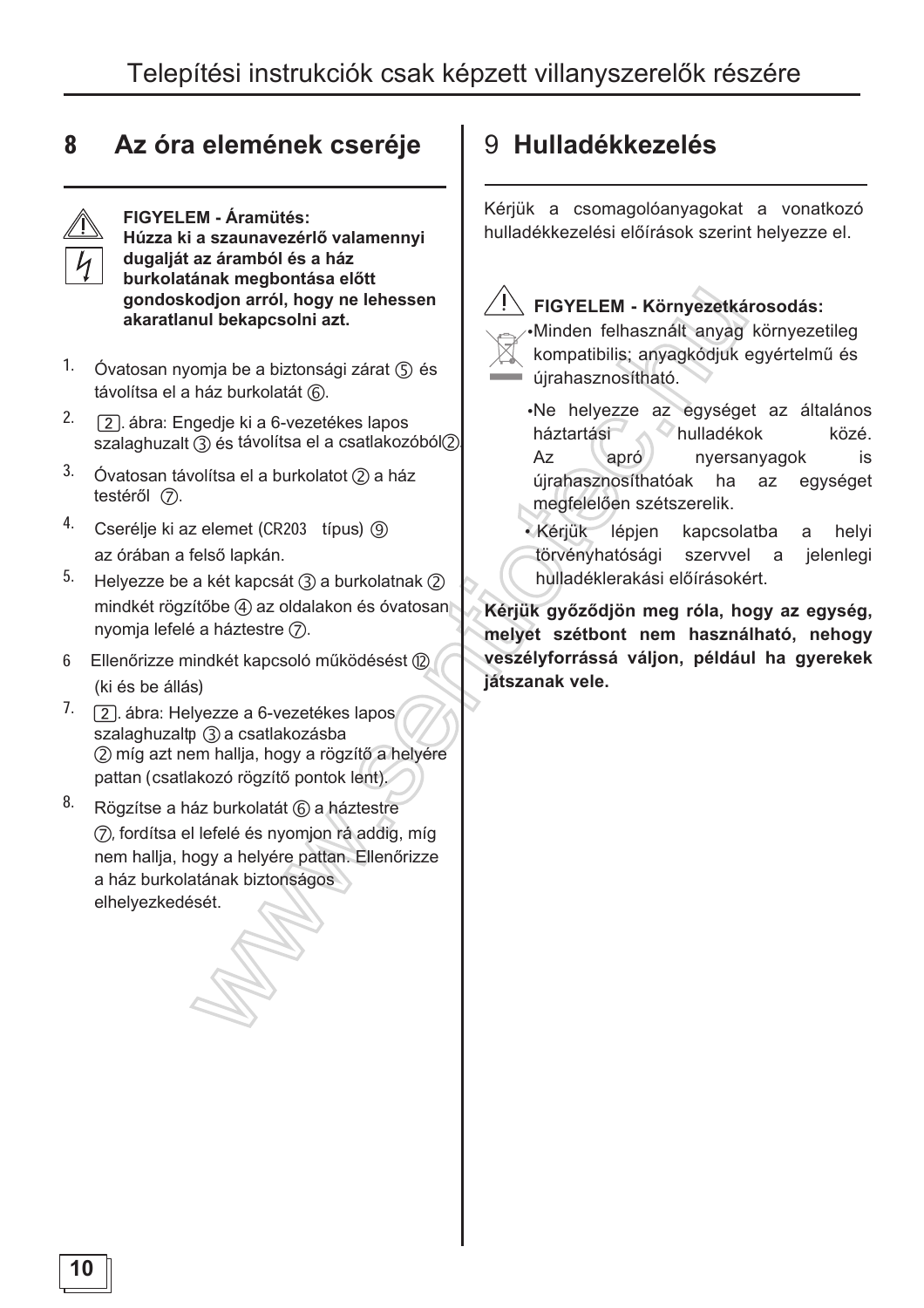## 8 Az óra elemének cseréje

**FIGYELEM - Áramütés:**
**Húzza ki a szaunavezérlő valamennyi dugalját az áramból és a ház burkolatának megbontása előtt gondoskodjon arról, hogy ne lehessen akaratlanul bekapcsolni azt.**

1. Óvatosan nyomja be a biztonsági zárat ⑤ és távolítsa el a ház burkolatát ⑥.
2. [2]. ábra: Engedje ki a 6-vezetékes lapos szalaghuzalt ③ és távolítsa el a csatlakozóból②.
3. Óvatosan távolítsa el a burkolatot ② a ház testéről ⑦.
4. Cserélje ki az elemet (CR203 típus) ⑨ az órában a felső lapkán.
5. Helyezze be a két kapcsát ③ a burkolatnak ② mindkét rögzítőbe ④ az oldalakon és óvatosan nyomja lefelé a háztestre ⑦.
6. Ellenőrizze mindkét kapcsoló működésést ⑫ (ki és be állás)
7. [2]. ábra: Helyezze a 6-vezetékes lapos szalaghuzaltp ③ a csatlakozásba ② míg azt nem hallja, hogy a rögzítő a helyére pattan (csatlakozó rögzítő pontok lent).
8. Rögzítse a ház burkolatát ⑥ a háztestre ⑦, fordítsa el lefelé és nyomjon rá addig, míg nem hallja, hogy a helyére pattan. Ellenőrizze a ház burkolatának biztonságos elhelyezkedését.

## 9 Hulladékkezelés

Kérjük a csomagolóanyagokat a vonatkozó hulladékkezelési előírások szerint helyezze el.

**FIGYELEM - Környezetkárosodás:**

- Minden felhasznált anyag környezetileg kompatibilis; anyagkódjuk egyértelmű és újrahasznosítható.
- Ne helyezze az egységet az általános háztartási hulladékok közé. Az apró nyersanyagok is újrahasznosíthatóak ha az egységet megfelelően szétszerelik.
- Kérjük lépjen kapcsolatba a helyi törvényhatósági szervvel a jelenlegi hulladéklerakási előírásokért.

**Kérjük győződjön meg róla, hogy az egység, melyet szétbont nem használható, nehogy veszélyforrássá váljon, például ha gyerekek játszanak vele.**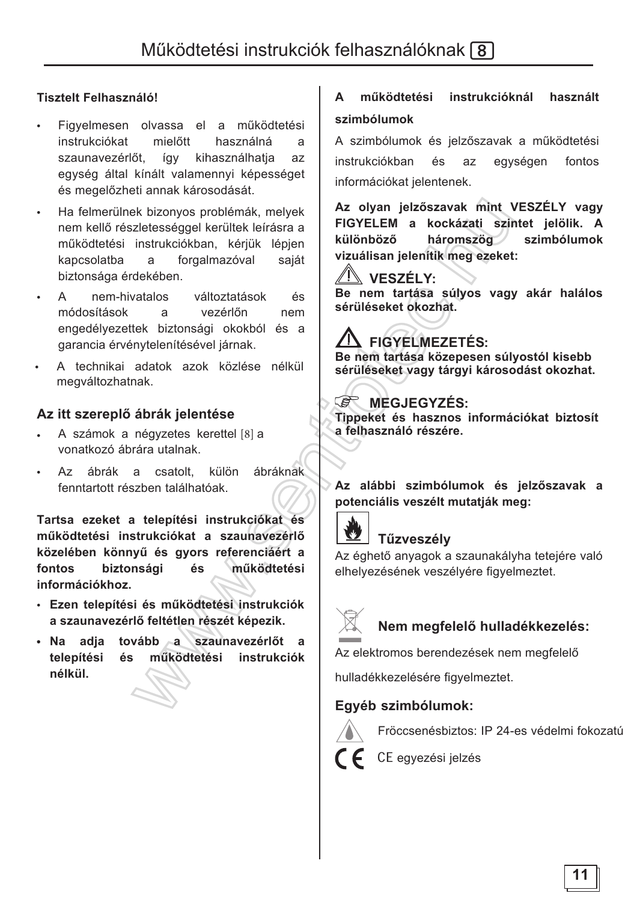# Működtetési instrukciók felhasználóknak [8]

**Tisztelt Felhasználó!**

- Figyelmesen olvassa el a működtetési instrukciókat mielőtt használná a szaunavezérlőt, így kihasználhatja az egység által kínált valamennyi képességet és megelőzheti annak károsodását.
- Ha felmerülnek bizonyos problémák, melyek nem kellő részletességgel kerültek leírásra a működtetési instrukciókban, kérjük lépjen kapcsolatba a forgalmazóval saját biztonsága érdekében.
- A nem-hivatalos változtatások és módosítások a vezérlőn nem engedélyezettek biztonsági okokból és a garancia érvénytelenítésével járnak.
- A technikai adatok azok közlése nélkül megváltozhatnak.

## Az itt szereplő ábrák jelentése

- A számok a négyzetes kerettel [8] a vonatkozó ábrára utalnak.
- Az ábrák a csatolt, külön ábráknak fenntartott részben találhatóak.

**Tartsa ezeket a telepítési instrukciókat és működtetési instrukciókat a szaunavezérlő közelében könnyű és gyors referenciáért a fontos biztonsági és működtetési információkhoz.**

- **Ezen telepítési és működtetési instrukciók a szaunavezérlő feltétlen részét képezik.**
- **Na adja tovább a szaunavezérlőt a telepítési és működtetési instrukciók nélkül.**

**A működtetési instrukcióknál használt szimbólumok**

A szimbólumok és jelzőszavak a működtetési instrukciókban és az egységen fontos információkat jelentenek.

**Az olyan jelzőszavak mint VESZÉLY vagy FIGYELEM a kockázati szintet jelölik. A különböző háromszög szimbólumok vizuálisan jelenítik meg ezeket:**

**VESZÉLY:**
**Be nem tartása súlyos vagy akár halálos sérüléseket okozhat.**

**FIGYELMEZETÉS:**
**Be nem tartása közepesen súlyostól kisebb sérüléseket vagy tárgyi károsodást okozhat.**

**MEGJEGYZÉS:**
**Tippeket és hasznos információkat biztosít a felhasználó részére.**

**Az alábbi szimbólumok és jelzőszavak a potenciális veszélt mutatják meg:**

**Tűzveszély**

Az éghető anyagok a szaunakályha tetejére való elhelyezésének veszélyére figyelmeztet.

**Nem megfelelő hulladékkezelés:**

Az elektromos berendezések nem megfelelő hulladékkezelésére figyelmeztet.

**Egyéb szimbólumok:**

Fröccsenésbiztos: IP 24-es védelmi fokozatú

CE egyezési jelzés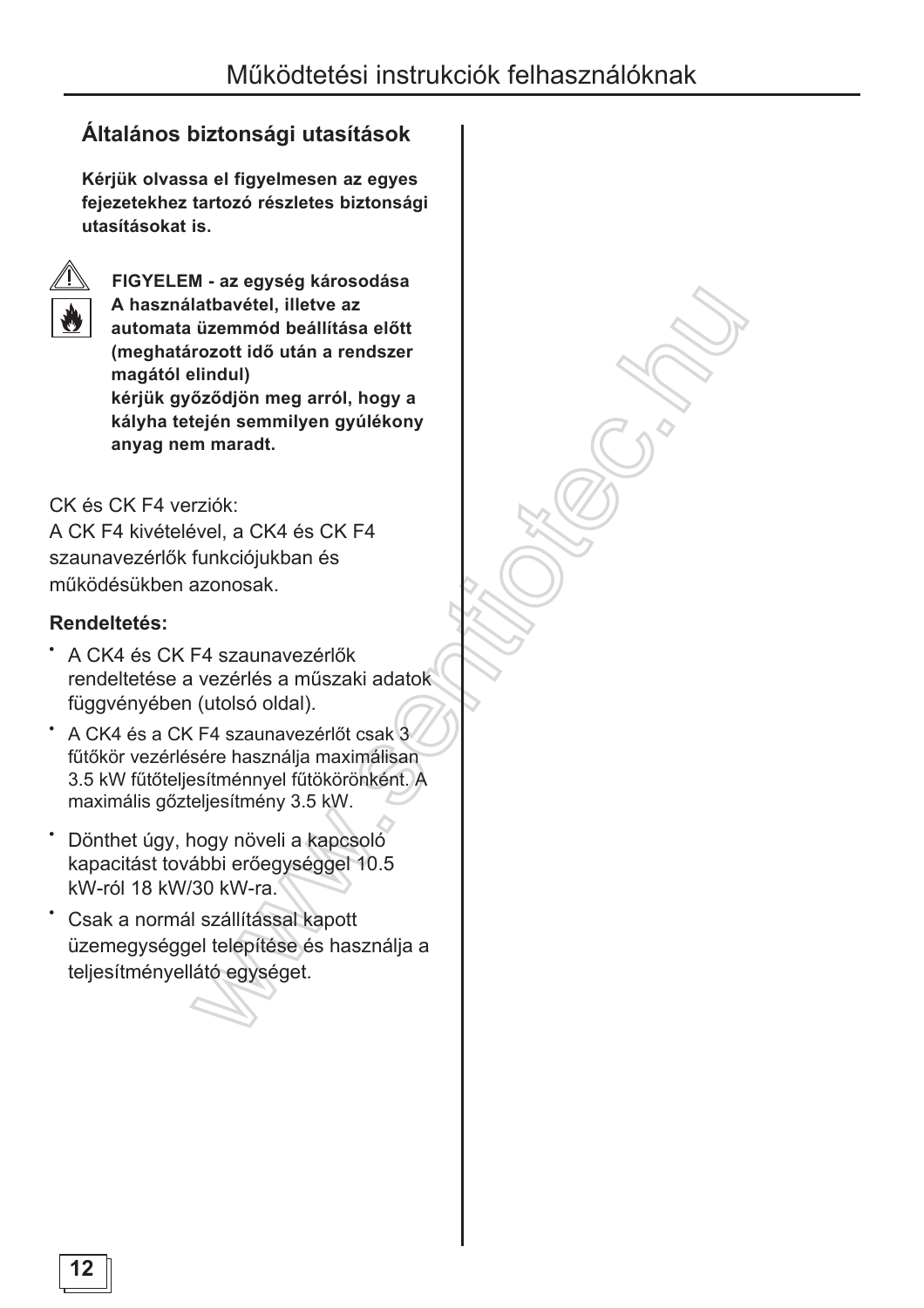## Általános biztonsági utasítások

**Kérjük olvassa el figyelmesen az egyes fejezetekhez tartozó részletes biztonsági utasításokat is.**

**FIGYELEM - az egység károsodása**
**A használatbavétel, illetve az automata üzemmód beállítása előtt (meghatározott idő után a rendszer magától elindul) kérjük győződjön meg arról, hogy a kályha tetején semmilyen gyúlékony anyag nem maradt.**

CK és CK F4 verziók:
A CK F4 kivételével, a CK4 és CK F4 szaunavezérlők funkciójukban és működésükben azonosak.

**Rendeltetés:**

- A CK4 és CK F4 szaunavezérlők rendeltetése a vezérlés a műszaki adatok függvényében (utolsó oldal).
- A CK4 és a CK F4 szaunavezérlőt csak 3 fűtőkör vezérlésére használja maximálisan 3.5 kW fűtőteljesítménnyel fűtőkörönként. A maximális gőzteljesítmény 3.5 kW.
- Dönthet úgy, hogy növeli a kapcsoló kapacitást további erőegységgel 10.5 kW-ról 18 kW/30 kW-ra.
- Csak a normál szállítással kapott üzemegységgel telepítése és használja a teljesítményellátó egységet.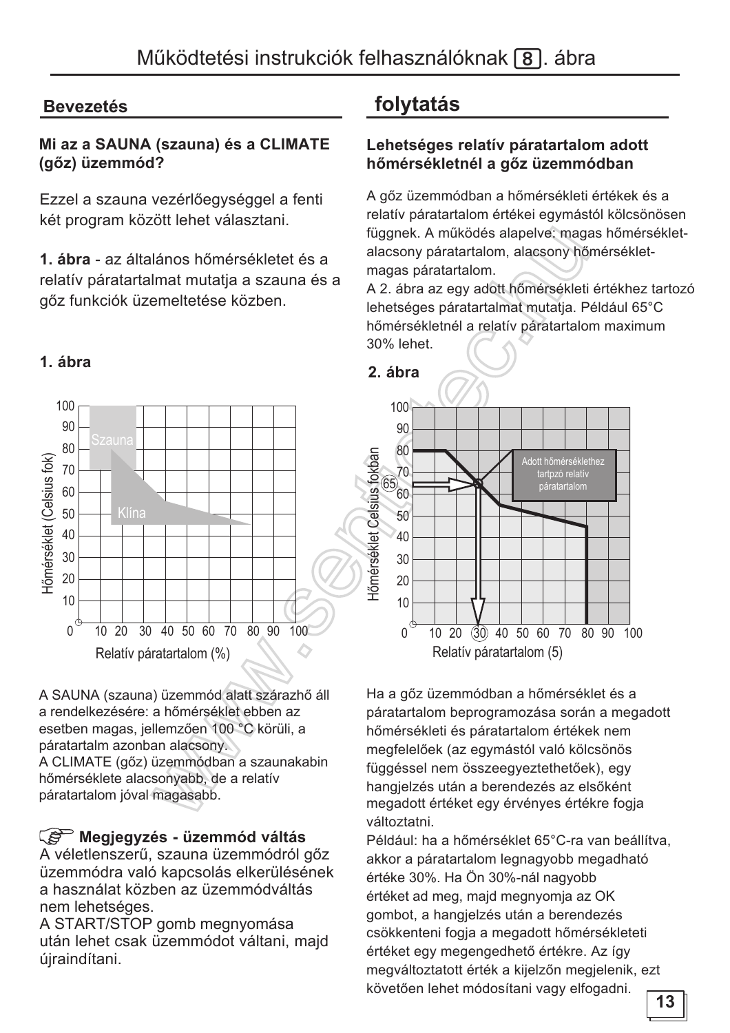# Működtetési instrukciók felhasználóknak 8. ábra

## Bevezetés

### Mi az a SAUNA (szauna) és a CLIMATE (gőz) üzemmód?

Ezzel a szauna vezérlőegységgel a fenti két program között lehet választani.

**1. ábra** - az általános hőmérsékletet és a relatív páratartalmat mutatja a szauna és a gőz funkciók üzemeltetése közben.

**1. ábra**

A SAUNA (szauna) üzemmód alatt szárazhő áll a rendelkezésére: a hőmérséklet ebben az esetben magas, jellemzően 100 °C körüli, a páratartalm azonban alacsony.
A CLIMATE (gőz) üzemmódban a szaunakabin hőmérséklete alacsonyabb, de a relatív páratartalom jóval magasabb.

**☞ Megjegyzés - üzemmód váltás**
A véletlenszerű, szauna üzemmódról gőz üzemmódra való kapcsolás elkerülésének a használat közben az üzemmódváltás nem lehetséges.
A START/STOP gomb megnyomása után lehet csak üzemmódot váltani, majd újraindítani.

## folytatás

### Lehetséges relatív páratartalom adott hőmérsékletnél a gőz üzemmódban

A gőz üzemmódban a hőmérsékleti értékek és a relatív páratartalom értékei egymástól kölcsönösen függnek. A működés alapelve: magas hőmérséklet-alacsony páratartalom, alacsony hőmérséklet-magas páratartalom.
A 2. ábra az egy adott hőmérsékleti értékhez tartozó lehetséges páratartalmat mutatja. Például 65°C hőmérsékletnél a relatív páratartalom maximum 30% lehet.

**2. ábra**

Ha a gőz üzemmódban a hőmérséklet és a páratartalom beprogramozása során a megadott hőmérsékleti és páratartalom értékek nem megfelelőek (az egymástól való kölcsönös függéssel nem összeegyeztethetőek), egy hangjelzés után a berendezés az elsőként megadott értéket egy érvényes értékre fogja változtatni.
Például: ha a hőmérséklet 65°C-ra van beállítva, akkor a páratartalom legnagyobb megadható értéke 30%. Ha Ön 30%-nál nagyobb értéket ad meg, majd megnyomja az OK gombot, a hangjelzés után a berendezés csökkenteni fogja a megadott hőmérsékleti értéket egy megengedhető értékre. Az így megváltoztatott érték a kijelzőn megjelenik, ezt követően lehet módosítani vagy elfogadni.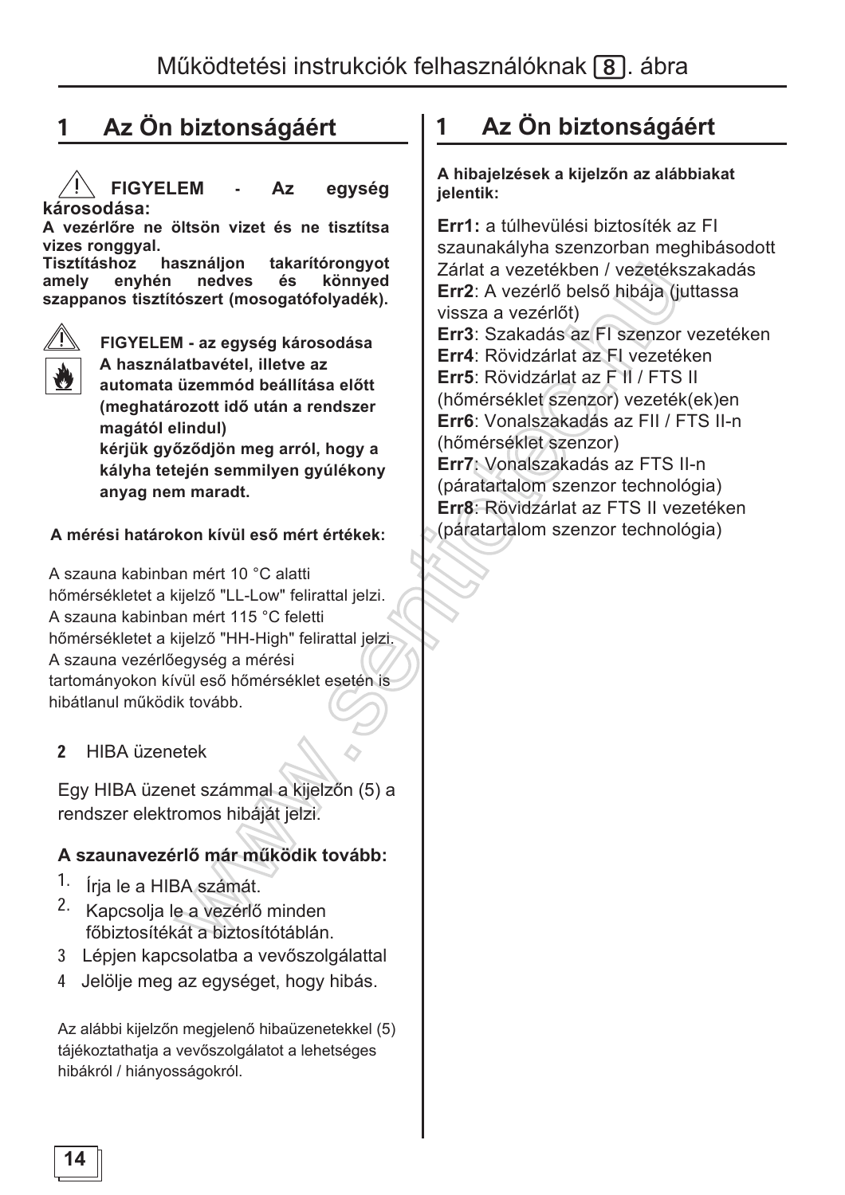# Működtetési instrukciók felhasználóknak [8]. ábra

## 1 Az Ön biztonságáért

⚠ **FIGYELEM - Az egység károsodása:**
**A vezérlőre ne öltsön vizet és ne tisztítsa vizes ronggyal.**
**Tisztításhoz használjon takarítórongyot amely enyhén nedves és könnyed szappanos tisztítószert (mosogatófolyadék).**

⚠ **FIGYELEM - az egység károsodása**
**A használatbavétel, illetve az automata üzemmód beállítása előtt (meghatározott idő után a rendszer magától elindul)**
**kérjük győződjön meg arról, hogy a kályha tetején semmilyen gyúlékony anyag nem maradt.**

**A mérési határokon kívül eső mért értékek:**

A szauna kabinban mért 10 °C alatti hőmérsékletet a kijelző "LL-Low" felirattal jelzi.
A szauna kabinban mért 115 °C feletti hőmérsékletet a kijelző "HH-High" felirattal jelzi.
A szauna vezérlőegység a mérési tartományokon kívül eső hőmérséklet esetén is hibátlanul működik tovább.

**2** HIBA üzenetek

Egy HIBA üzenet számmal a kijelzőn (5) a rendszer elektromos hibáját jelzi.

**A szaunavezérlő már működik tovább:**

1. Írja le a HIBA számát.
2. Kapcsolja le a vezérlő minden főbiztosítékát a biztosítótáblán.
3. Lépjen kapcsolatba a vevőszolgálattal
4. Jelölje meg az egységet, hogy hibás.

Az alábbi kijelzőn megjelenő hibaüzenetekkel (5) tájékoztathatja a vevőszolgálatot a lehetséges hibákról / hiányosságokról.

## 1 Az Ön biztonságáért

**A hibajelzések a kijelzőn az alábbiakat jelentik:**

**Err1:** a túlhevülési biztosíték az FI szaunakályha szenzorban meghibásodott Zárlat a vezetékben / vezetékszakadás
**Err2**: A vezérlő belső hibája (juttassa vissza a vezérlőt)
**Err3**: Szakadás az FI szenzor vezetéken
**Err4**: Rövidzárlat az FI vezetéken
**Err5**: Rövidzárlat az F II / FTS II (hőmérséklet szenzor) vezeték(ek)en
**Err6**: Vonalszakadás az FII / FTS II-n (hőmérséklet szenzor)
**Err7**: Vonalszakadás az FTS II-n (páratartalom szenzor technológia)
**Err8**: Rövidzárlat az FTS II vezetéken (páratartalom szenzor technológia)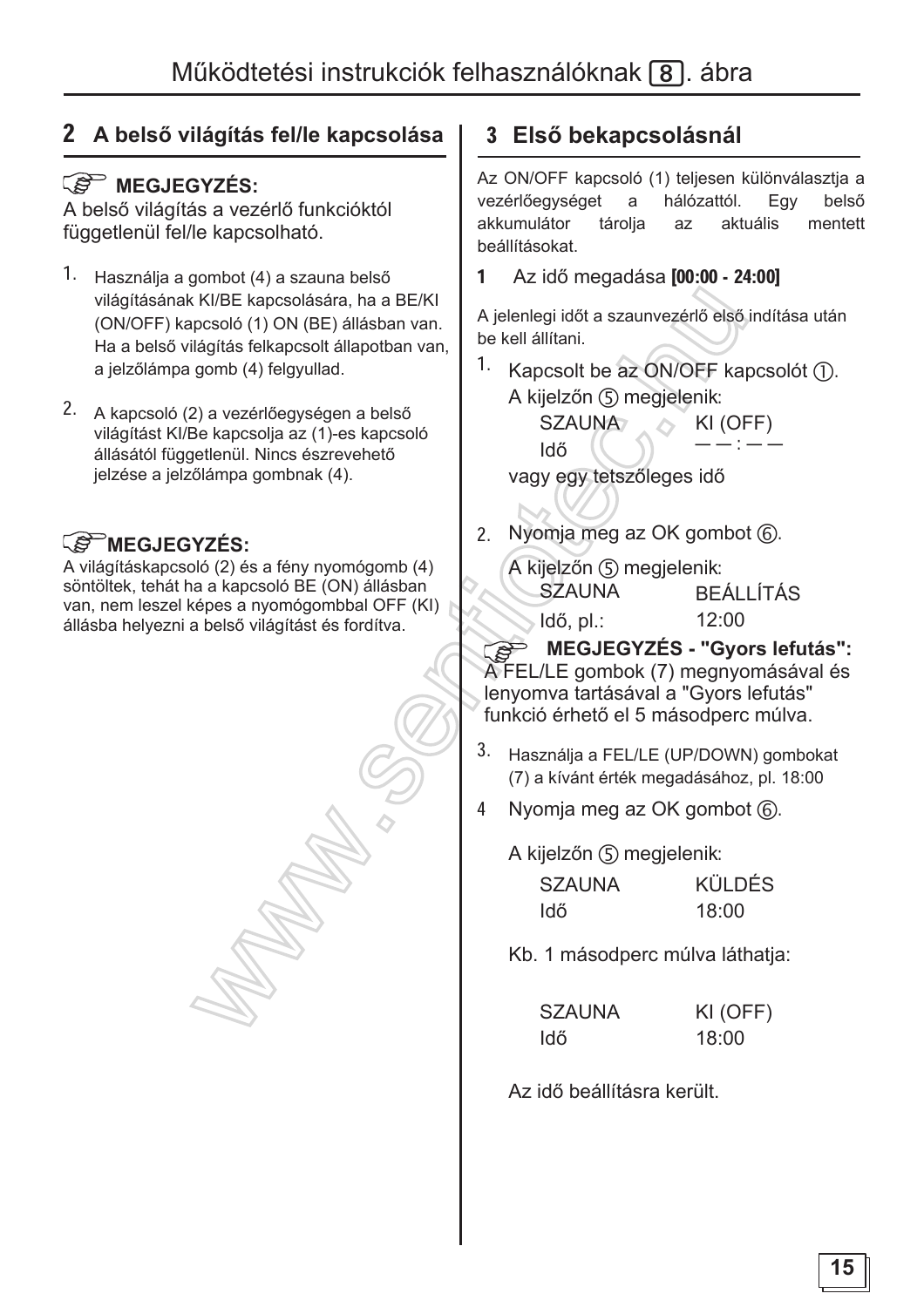# Működtetési instrukciók felhasználóknak 8. ábra

## 2 A belső világítás fel/le kapcsolása

**MEGJEGYZÉS:**
A belső világítás a vezérlő funkcióktól függetlenül fel/le kapcsolható.

1. Használja a gombot (4) a szauna belső világításának KI/BE kapcsolására, ha a BE/KI (ON/OFF) kapcsoló (1) ON (BE) állásban van. Ha a belső világítás felkapcsolt állapotban van, a jelzőlámpa gomb (4) felgyullad.

2. A kapcsoló (2) a vezérlőegységen a belső világítást KI/Be kapcsolja az (1)-es kapcsoló állásától függetlenül. Nincs észrevehető jelzése a jelzőlámpa gombnak (4).

**MEGJEGYZÉS:**
A világításkapcsoló (2) és a fény nyomógomb (4) söntöltek, tehát ha a kapcsoló BE (ON) állásban van, nem leszel képes a nyomógombbal OFF (KI) állásba helyezni a belső világítást és fordítva.

## 3 Első bekapcsolásnál

Az ON/OFF kapcsoló (1) teljesen különválasztja a vezérlőegységet a hálózattól. Egy belső akkumulátor tárolja az aktuális mentett beállításokat.

**1** Az idő megadása **[00:00 - 24:00]**

A jelenlegi időt a szaunvezérlő első indítása után be kell állítani.

1. Kapcsolt be az ON/OFF kapcsolót ①.
   A kijelzőn ⑤ megjelenik:

   | | |
   |---|---|
   | SZAUNA | KI (OFF) |
   | Idő | — — : — — |

   vagy egy tetszőleges idő

2. Nyomja meg az OK gombot ⑥.
   A kijelzőn ⑤ megjelenik:

   | | |
   |---|---|
   | SZAUNA | BEÁLLÍTÁS |
   | Idő, pl.: | 12:00 |

   **MEGJEGYZÉS - "Gyors lefutás":**
   A FEL/LE gombok (7) megnyomásával és lenyomva tartásával a "Gyors lefutás" funkció érhető el 5 másodperc múlva.

3. Használja a FEL/LE (UP/DOWN) gombokat (7) a kívánt érték megadásához, pl. 18:00

4. Nyomja meg az OK gombot ⑥.

   A kijelzőn ⑤ megjelenik:

   | | |
   |---|---|
   | SZAUNA | KÜLDÉS |
   | Idő | 18:00 |

   Kb. 1 másodperc múlva láthatja:

   | | |
   |---|---|
   | SZAUNA | KI (OFF) |
   | Idő | 18:00 |

   Az idő beállításra került.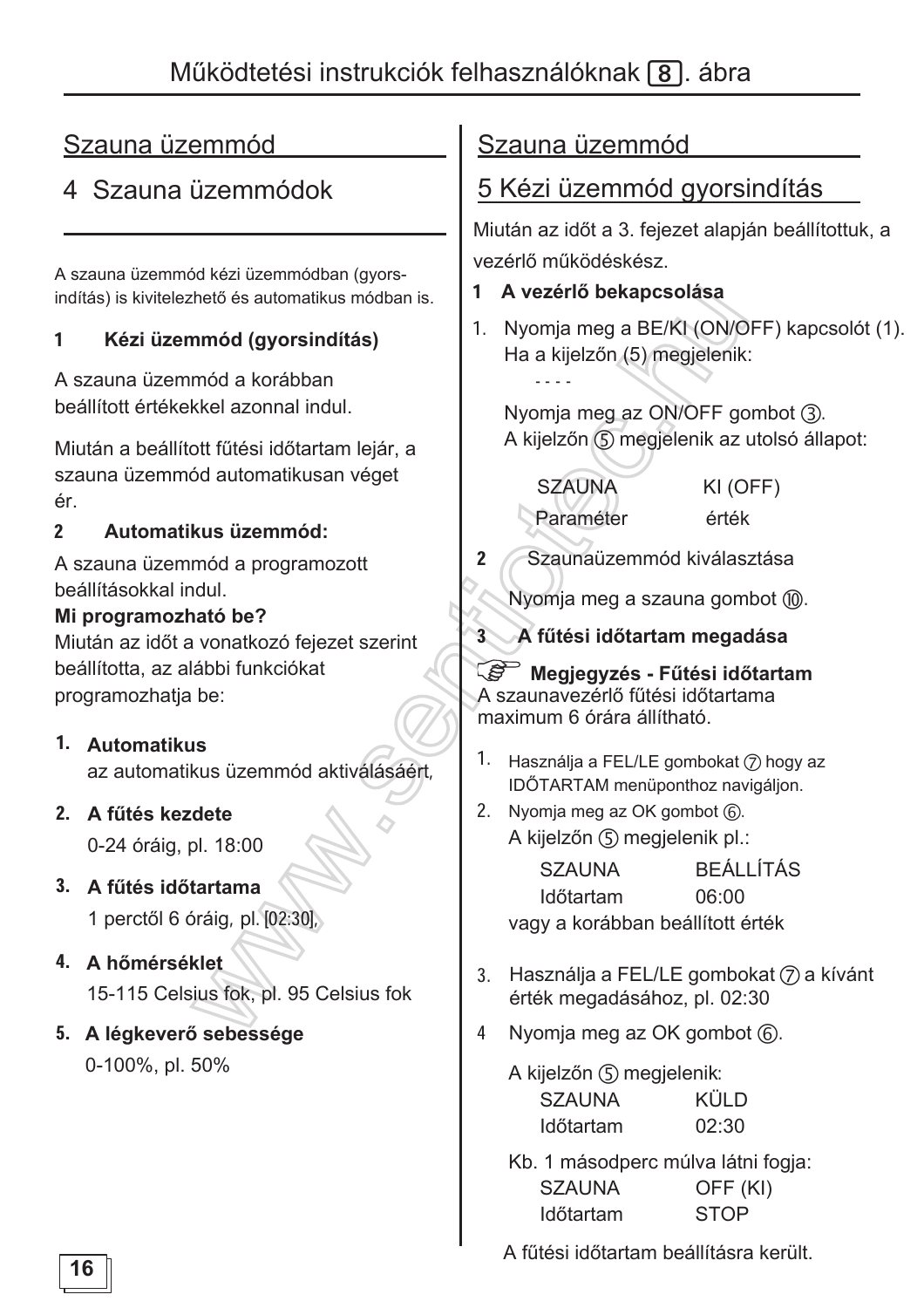# Működtetési instrukciók felhasználóknak 8. ábra

## Szauna üzemmód

## 4 Szauna üzemmódok

A szauna üzemmód kézi üzemmódban (gyorsindítás) is kivitelezhető és automatikus módban is.

**1 Kézi üzemmód (gyorsindítás)**

A szauna üzemmód a korábban beállított értékekkel azonnal indul.

Miután a beállított fűtési időtartam lejár, a szauna üzemmód automatikusan véget ér.

**2 Automatikus üzemmód:**

A szauna üzemmód a programozott beállításokkal indul.

**Mi programozható be?**

Miután az időt a vonatkozó fejezet szerint beállította, az alábbi funkciókat programozhatja be:

1. **Automatikus**
   az automatikus üzemmód aktiválásáért,
2. **A fűtés kezdete**
   0-24 óráig, pl. 18:00
3. **A fűtés időtartama**
   1 perctől 6 óráig, pl. [02:30],
4. **A hőmérséklet**
   15-115 Celsius fok, pl. 95 Celsius fok
5. **A légkeverő sebessége**
   0-100%, pl. 50%

## Szauna üzemmód

## 5 Kézi üzemmód gyorsindítás

Miután az időt a 3. fejezet alapján beállítottuk, a vezérlő működéskész.

**1 A vezérlő bekapcsolása**

1. Nyomja meg a BE/KI (ON/OFF) kapcsolót (1). Ha a kijelzőn (5) megjelenik:
   - - - -

   Nyomja meg az ON/OFF gombot ③. A kijelzőn ⑤ megjelenik az utolsó állapot:

   SZAUNA KI (OFF)
   Paraméter érték

**2** Szaunaüzemmód kiválasztása

Nyomja meg a szauna gombot ⑩.

**3 A fűtési időtartam megadása**

**Megjegyzés - Fűtési időtartam**
A szaunavezérlő fűtési időtartama maximum 6 órára állítható.

1. Használja a FEL/LE gombokat ⑦ hogy az IDŐTARTAM menüponthoz navigáljon.
2. Nyomja meg az OK gombot ⑥.
   A kijelzőn ⑤ megjelenik pl.:

   SZAUNA BEÁLLÍTÁS
   Időtartam 06:00

   vagy a korábban beállított érték
3. Használja a FEL/LE gombokat ⑦ a kívánt érték megadásához, pl. 02:30
4. Nyomja meg az OK gombot ⑥.

   A kijelzőn ⑤ megjelenik:
   SZAUNA KÜLD
   Időtartam 02:30

   Kb. 1 másodperc múlva látni fogja:
   SZAUNA OFF (KI)
   Időtartam STOP

A fűtési időtartam beállításra került.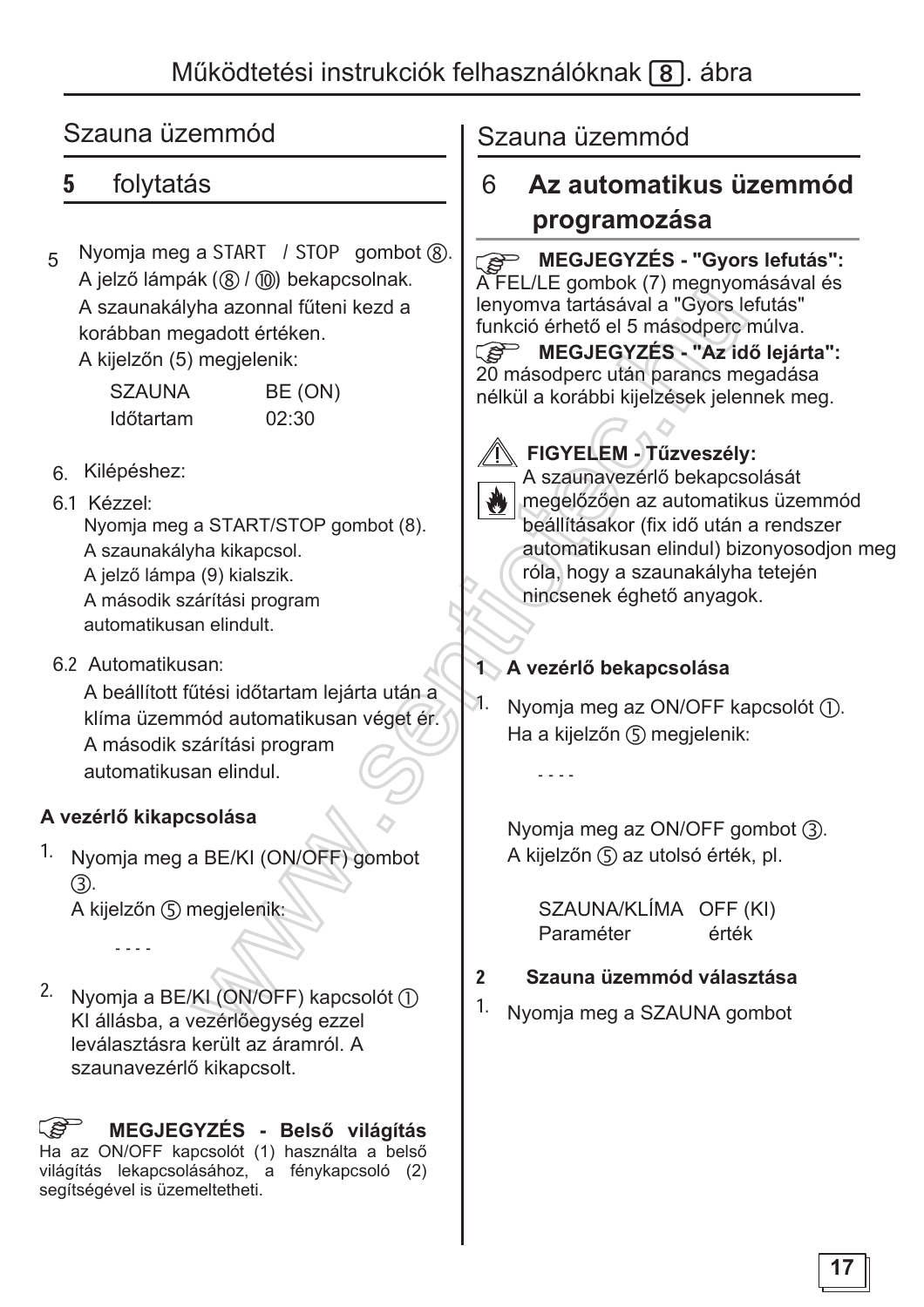# Működtetési instrukciók felhasználóknak [8]. ábra

## Szauna üzemmód

### 5 folytatás

5 Nyomja meg a START / STOP gombot ⑧.
A jelző lámpák (⑧ / ⑩) bekapcsolnak.
A szaunakályha azonnal fűteni kezd a korábban megadott értéken.
A kijelzőn (5) megjelenik:

| | |
|---|---|
| SZAUNA | BE (ON) |
| Időtartam | 02:30 |

6. Kilépéshez:

6.1 Kézzel:
Nyomja meg a START/STOP gombot (8).
A szaunakályha kikapcsol.
A jelző lámpa (9) kialszik.
A második szárítási program automatikusan elindult.

6.2 Automatikusan:
A beállított fűtési időtartam lejárta után a klíma üzemmód automatikusan véget ér.
A második szárítási program automatikusan elindul.

**A vezérlő kikapcsolása**

1. Nyomja meg a BE/KI (ON/OFF) gombot ③.
A kijelzőn ⑤ megjelenik:

- - - -

2. Nyomja a BE/KI (ON/OFF) kapcsolót ① KI állásba, a vezérlőegység ezzel leválasztásra került az áramról. A szaunavezérlő kikapcsolt.

**MEGJEGYZÉS - Belső világítás**
Ha az ON/OFF kapcsolót (1) használta a belső világítás lekapcsolásához, a fénykapcsoló (2) segítségével is üzemeltetheti.

## Szauna üzemmód

### 6 Az automatikus üzemmód programozása

**MEGJEGYZÉS - "Gyors lefutás":**
A FEL/LE gombok (7) megnyomásával és lenyomva tartásával a "Gyors lefutás" funkció érhető el 5 másodperc múlva.

**MEGJEGYZÉS - "Az idő lejárta":**
20 másodperc után parancs megadása nélkül a korábbi kijelzések jelennek meg.

**FIGYELEM - Tűzveszély:**
A szaunavezérlő bekapcsolását megelőzően az automatikus üzemmód beállításakor (fix idő után a rendszer automatikusan elindul) bizonyosodjon meg róla, hogy a szaunakályha tetején nincsenek éghető anyagok.

**1 A vezérlő bekapcsolása**

1. Nyomja meg az ON/OFF kapcsolót ①.
Ha a kijelzőn ⑤ megjelenik:

- - - -

Nyomja meg az ON/OFF gombot ③.
A kijelzőn ⑤ az utolsó érték, pl.

| | |
|---|---|
| SZAUNA/KLÍMA | OFF (KI) |
| Paraméter | érték |

**2 Szauna üzemmód választása**

1. Nyomja meg a SZAUNA gombot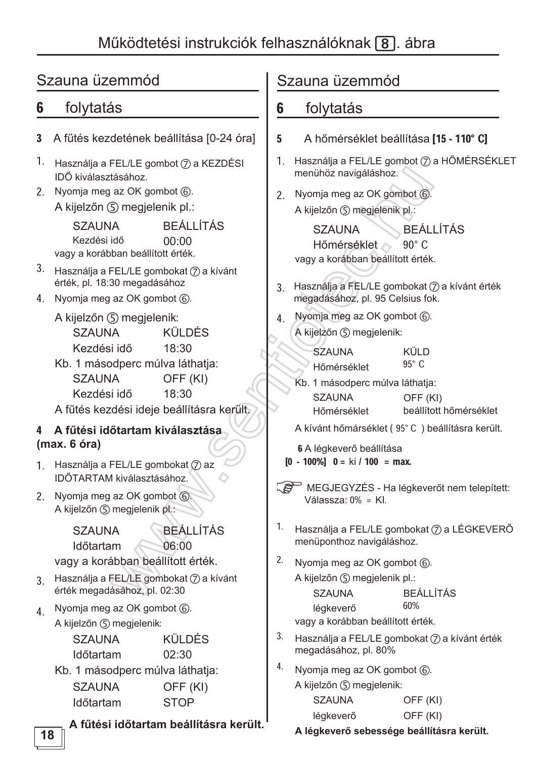# Működtetési instrukciók felhasználóknak [8]. ábra

## Szauna üzemmód

## 6 folytatás

**3** A fűtés kezdetének beállítása [0-24 óra]

1. Használja a FEL/LE gombot ⑦ a KEZDÉSI IDŐ kiválasztásához.
2. Nyomja meg az OK gombot ⑥.

   A kijelzőn ⑤ megjelenik pl.:

   SZAUNA BEÁLLÍTÁS
   Kezdési idő 00:00

   vagy a korábban beállított érték.
3. Használja a FEL/LE gombokat ⑦ a kívánt érték, pl. 18:30 megadásához
4. Nyomja meg az OK gombot ⑥.

   A kijelzőn ⑤ megjelenik:

   SZAUNA KÜLDÉS
   Kezdési idő 18:30

   Kb. 1 másodperc múlva láthatja:

   SZAUNA OFF (KI)
   Kezdési idő 18:30

   A fűtés kezdési ideje beállításra került.

**4 A fűtési időtartam kiválasztása (max. 6 óra)**

1. Használja a FEL/LE gombokat ⑦ az IDŐTARTAM kiválasztásához.
2. Nyomja meg az OK gombot ⑥.
   A kijelzőn ⑤ megjelenik pl.:

   SZAUNA BEÁLLÍTÁS
   Időtartam 06:00

   vagy a korábban beállított érték.
3. Használja a FEL/LE gombokat ⑦ a kívánt érték megadásához, pl. 02:30
4. Nyomja meg az OK gombot ⑥.
   A kijelzőn ⑤ megjelenik:

   SZAUNA KÜLDÉS
   Időtartam 02:30

   Kb. 1 másodperc múlva láthatja:

   SZAUNA OFF (KI)
   Időtartam STOP

**A fűtési időtartam beállításra került.**

## Szauna üzemmód

## 6 folytatás

**5** A hőmérséklet beállítása **[15 - 110° C]**

1. Használja a FEL/LE gombot ⑦ a HŐMÉRSÉKLET menühöz navigáláshoz.
2. Nyomja meg az OK gombot ⑥.

   A kijelzőn ⑤ megjelenik pl.:

   SZAUNA BEÁLLÍTÁS
   Hőmérséklet 90° C

   vagy a korábban beállított érték.
3. Használja a FEL/LE gombokat ⑦ a kívánt érték megadásához, pl. 95 Celsius fok.
4. Nyomja meg az OK gombot ⑥.

   A kijelzőn ⑤ megjelenik:

   SZAUNA KÜLD
   Hőmérséklet 95° C

   Kb. 1 másodperc múlva láthatja:

   SZAUNA OFF (KI)
   Hőmérséklet beállított hőmérséklet

   A kívánt hőmárséklet ( 95° C ) beállításra került.

**6** A légkeverő beállítása
**[0 - 100%] 0 =** ki **/ 100 = max.**

MEGJEGYZÉS - Ha légkeverőt nem telepített: Válassza: 0% = KI.

1. Használja a FEL/LE gombokat ⑦ a LÉGKEVERŐ menüponthoz navigáláshoz.
2. Nyomja meg az OK gombot ⑥.

   A kijelzőn ⑤ megjelenik pl.:

   SZAUNA BEÁLLÍTÁS
   légkeverő 60%

   vagy a korábban beállított érték.
3. Használja a FEL/LE gombokat ⑦ a kívánt érték megadásához, pl. 80%
4. Nyomja meg az OK gombot ⑥.

   A kijelzőn ⑤ megjelenik:

   SZAUNA OFF (KI)
   légkeverő OFF (KI)

**A légkeverő sebessége beállításra került.**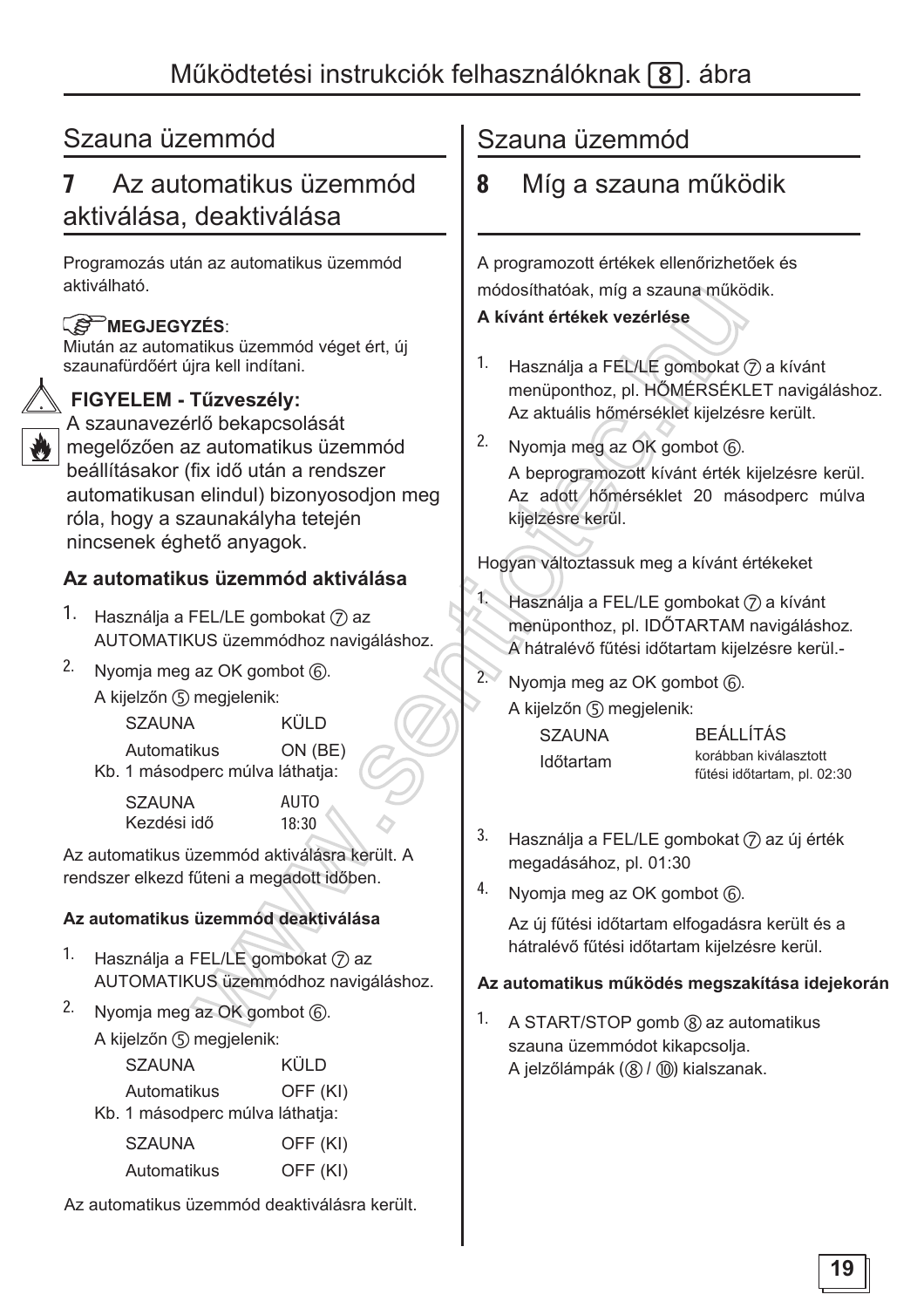# Működtetési instrukciók felhasználóknak [8]. ábra

## Szauna üzemmód

### 7 Az automatikus üzemmód aktiválása, deaktiválása

Programozás után az automatikus üzemmód aktiválható.

**MEGJEGYZÉS**:
Miután az automatikus üzemmód véget ért, új szaunafürdőért újra kell indítani.

**FIGYELEM - Tűzveszély:**
A szaunavezérlő bekapcsolását megelőzően az automatikus üzemmód beállításakor (fix idő után a rendszer automatikusan elindul) bizonyosodjon meg róla, hogy a szaunakályha tetején nincsenek éghető anyagok.

**Az automatikus üzemmód aktiválása**

1. Használja a FEL/LE gombokat ⑦ az AUTOMATIKUS üzemmódhoz navigáláshoz.
2. Nyomja meg az OK gombot ⑥.
   A kijelzőn ⑤ megjelenik:

| SZAUNA | KÜLD |
|---|---|
| Automatikus | ON (BE) |

Kb. 1 másodperc múlva láthatja:

| SZAUNA | AUTO |
|---|---|
| Kezdési idő | 18:30 |

Az automatikus üzemmód aktiválásra került. A rendszer elkezd fűteni a megadott időben.

**Az automatikus üzemmód deaktiválása**

1. Használja a FEL/LE gombokat ⑦ az AUTOMATIKUS üzemmódhoz navigáláshoz.
2. Nyomja meg az OK gombot ⑥.
   A kijelzőn ⑤ megjelenik:

| SZAUNA | KÜLD |
|---|---|
| Automatikus | OFF (KI) |

Kb. 1 másodperc múlva láthatja:

| SZAUNA | OFF (KI) |
|---|---|
| Automatikus | OFF (KI) |

Az automatikus üzemmód deaktiválásra került.

## Szauna üzemmód

### 8 Míg a szauna működik

A programozott értékek ellenőrizhetőek és módosíthatóak, míg a szauna működik.

**A kívánt értékek vezérlése**

1. Használja a FEL/LE gombokat ⑦ a kívánt menüponthoz, pl. HŐMÉRSÉKLET navigáláshoz. Az aktuális hőmérséklet kijelzésre került.
2. Nyomja meg az OK gombot ⑥.
   A beprogramozott kívánt érték kijelzésre kerül. Az adott hőmérséklet 20 másodperc múlva kijelzésre kerül.

Hogyan változtassuk meg a kívánt értékeket

1. Használja a FEL/LE gombokat ⑦ a kívánt menüponthoz, pl. IDŐTARTAM navigáláshoz. A hátralévő fűtési időtartam kijelzésre kerül.-
2. Nyomja meg az OK gombot ⑥.
   A kijelzőn ⑤ megjelenik:

| SZAUNA | BEÁLLÍTÁS |
|---|---|
| Időtartam | korábban kiválasztott fűtési időtartam, pl. 02:30 |

3. Használja a FEL/LE gombokat ⑦ az új érték megadásához, pl. 01:30
4. Nyomja meg az OK gombot ⑥.
   Az új fűtési időtartam elfogadásra került és a hátralévő fűtési időtartam kijelzésre kerül.

**Az automatikus működés megszakítása idejekorán**

1. A START/STOP gomb ⑧ az automatikus szauna üzemmódot kikapcsolja.
   A jelzőlámpák (⑧ / ⑩) kialszanak.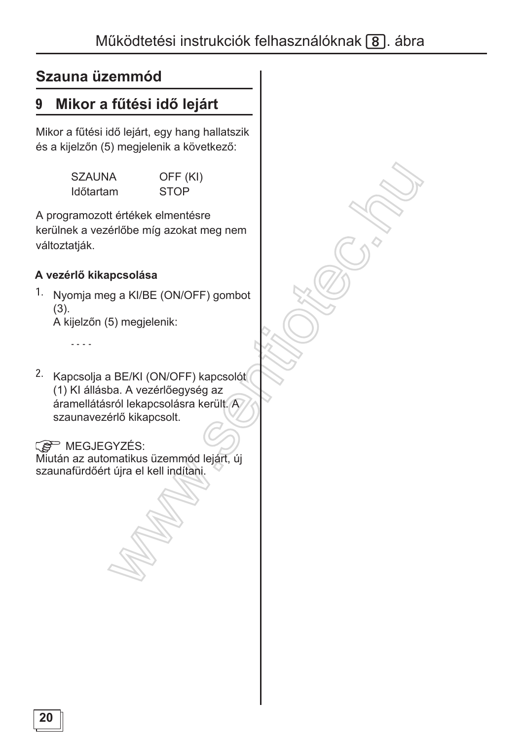## Szauna üzemmód

## 9 Mikor a fűtési idő lejárt

Mikor a fűtési idő lejárt, egy hang hallatszik és a kijelzőn (5) megjelenik a következő:

| | |
|---|---|
| SZAUNA | OFF (KI) |
| Időtartam | STOP |

A programozott értékek elmentésre kerülnek a vezérlőbe míg azokat meg nem változtatják.

**A vezérlő kikapcsolása**

1. Nyomja meg a KI/BE (ON/OFF) gombot (3).
   A kijelzőn (5) megjelenik:

   - - - -

2. Kapcsolja a BE/KI (ON/OFF) kapcsolót (1) KI állásba. A vezérlőegység az áramellátásról lekapcsolásra került. A szaunavezérlő kikapcsolt.

☞ MEGJEGYZÉS:
Miután az automatikus üzemmód lejárt, új szaunafürdőért újra el kell indítani.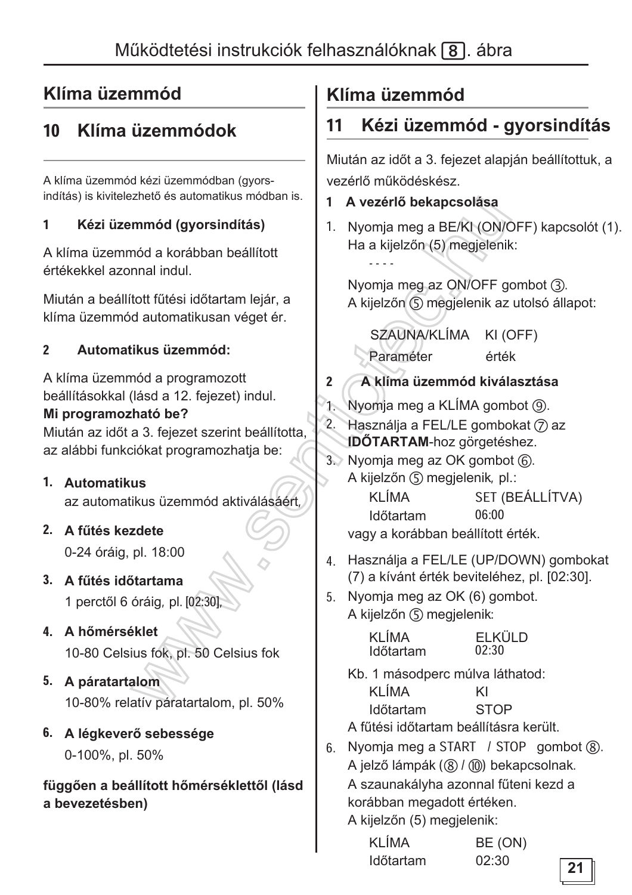# Működtetési instrukciók felhasználóknak [8]. ábra

## Klíma üzemmód

## 10 Klíma üzemmódok

A klíma üzemmód kézi üzemmódban (gyors-indítás) is kivitelezhető és automatikus módban is.

### 1 Kézi üzemmód (gyorsindítás)

A klíma üzemmód a korábban beállított értékekkel azonnal indul.

Miután a beállított fűtési időtartam lejár, a klíma üzemmód automatikusan véget ér.

### 2 Automatikus üzemmód:

A klíma üzemmód a programozott beállításokkal (lásd a 12. fejezet) indul.

**Mi programozható be?**

Miután az időt a 3. fejezet szerint beállította, az alábbi funkciókat programozhatja be:

1. **Automatikus**
   az automatikus üzemmód aktiválásáért,
2. **A fűtés kezdete**
   0-24 óráig, pl. 18:00
3. **A fűtés időtartama**
   1 perctől 6 óráig, pl. [02:30],
4. **A hőmérséklet**
   10-80 Celsius fok, pl. 50 Celsius fok
5. **A páratartalom**
   10-80% relatív páratartalom, pl. 50%
6. **A légkeverő sebessége**
   0-100%, pl. 50%

**függően a beállított hőmérséklettől (lásd a bevezetésben)**

## Klíma üzemmód

## 11 Kézi üzemmód - gyorsindítás

Miután az időt a 3. fejezet alapján beállítottuk, a vezérlő működéskész.

### 1 A vezérlő bekapcsolása

1. Nyomja meg a BE/KI (ON/OFF) kapcsolót (1).
   Ha a kijelzőn (5) megjelenik:
   - - - -

   Nyomja meg az ON/OFF gombot ③.
   A kijelzőn ⑤ megjelenik az utolsó állapot:

   | SZAUNA/KLÍMA | KI (OFF) |
   |---|---|
   | Paraméter | érték |

### 2 A klíma üzemmód kiválasztása

1. Nyomja meg a KLÍMA gombot ⑨.
2. Használja a FEL/LE gombokat ⑦ az **IDŐTARTAM**-hoz görgetéshez.
3. Nyomja meg az OK gombot ⑥.
   A kijelzőn ⑤ megjelenik, pl.:

   | KLÍMA | SET (BEÁLLÍTVA) |
   |---|---|
   | Időtartam | 06:00 |

   vagy a korábban beállított érték.
4. Használja a FEL/LE (UP/DOWN) gombokat (7) a kívánt érték beviteléhez, pl. [02:30].
5. Nyomja meg az OK (6) gombot.
   A kijelzőn ⑤ megjelenik:

   | KLÍMA | ELKÜLD |
   |---|---|
   | Időtartam | 02:30 |

   Kb. 1 másodperc múlva láthatod:

   | KLÍMA | KI |
   |---|---|
   | Időtartam | STOP |

   A fűtési időtartam beállításra került.
6. Nyomja meg a START / STOP gombot ⑧.
   A jelző lámpák (⑧ / ⑩) bekapcsolnak.
   A szaunakályha azonnal fűteni kezd a korábban megadott értéken.
   A kijelzőn (5) megjelenik:

   | KLÍMA | BE (ON) |
   |---|---|
   | Időtartam | 02:30 |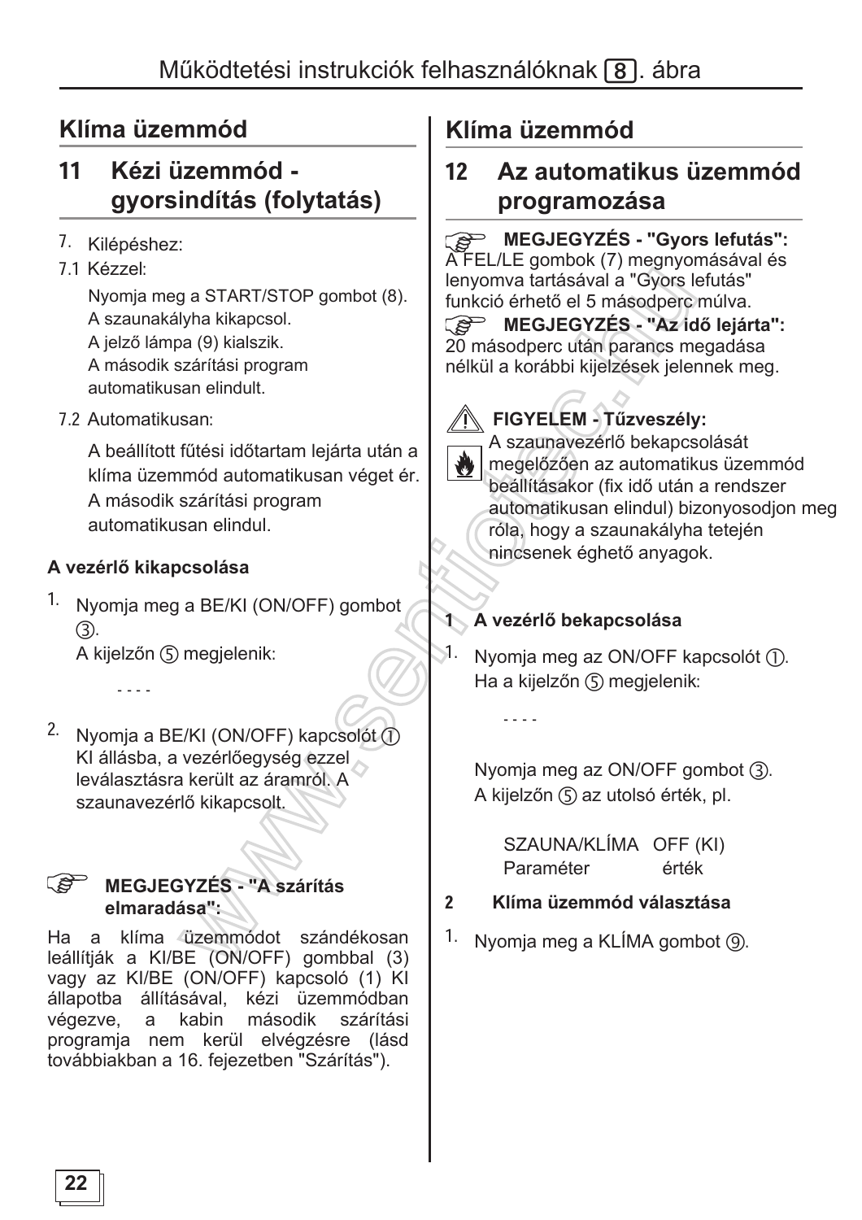## Klíma üzemmód

### 11 Kézi üzemmód - gyorsindítás (folytatás)

7. Kilépéshez:

7.1 Kézzel:

Nyomja meg a START/STOP gombot (8).
A szaunakályha kikapcsol.
A jelző lámpa (9) kialszik.
A második szárítási program automatikusan elindult.

7.2 Automatikusan:

A beállított fűtési időtartam lejárta után a klíma üzemmód automatikusan véget ér.
A második szárítási program automatikusan elindul.

**A vezérlő kikapcsolása**

1. Nyomja meg a BE/KI (ON/OFF) gombot ③.
A kijelzőn ⑤ megjelenik:

   - - - -

2. Nyomja a BE/KI (ON/OFF) kapcsolót ① KI állásba, a vezérlőegység ezzel leválasztásra került az áramról. A szaunavezérlő kikapcsolt.

**MEGJEGYZÉS - "A szárítás elmaradása":**
Ha a klíma üzemmódot szándékosan leállítják a KI/BE (ON/OFF) gombbal (3) vagy az KI/BE (ON/OFF) kapcsoló (1) KI állapotba állításával, kézi üzemmódban végezve, a kabin második szárítási programja nem kerül elvégzésre (lásd továbbiakban a 16. fejezetben "Szárítás").

## Klíma üzemmód

### 12 Az automatikus üzemmód programozása

**MEGJEGYZÉS - "Gyors lefutás":**
A FEL/LE gombok (7) megnyomásával és lenyomva tartásával a "Gyors lefutás" funkció érhető el 5 másodperc múlva.

**MEGJEGYZÉS - "Az idő lejárta":**
20 másodperc után parancs megadása nélkül a korábbi kijelzések jelennek meg.

**FIGYELEM - Tűzveszély:**
A szaunavezérlő bekapcsolását megelőzően az automatikus üzemmód beállításakor (fix idő után a rendszer automatikusan elindul) bizonyosodjon meg róla, hogy a szaunakályha tetején nincsenek éghető anyagok.

**1 A vezérlő bekapcsolása**

1. Nyomja meg az ON/OFF kapcsolót ①.
Ha a kijelzőn ⑤ megjelenik:

   - - - -

   Nyomja meg az ON/OFF gombot ③.
   A kijelzőn ⑤ az utolsó érték, pl.

   SZAUNA/KLÍMA OFF (KI)
   Paraméter érték

**2 Klíma üzemmód választása**

1. Nyomja meg a KLÍMA gombot ⑨.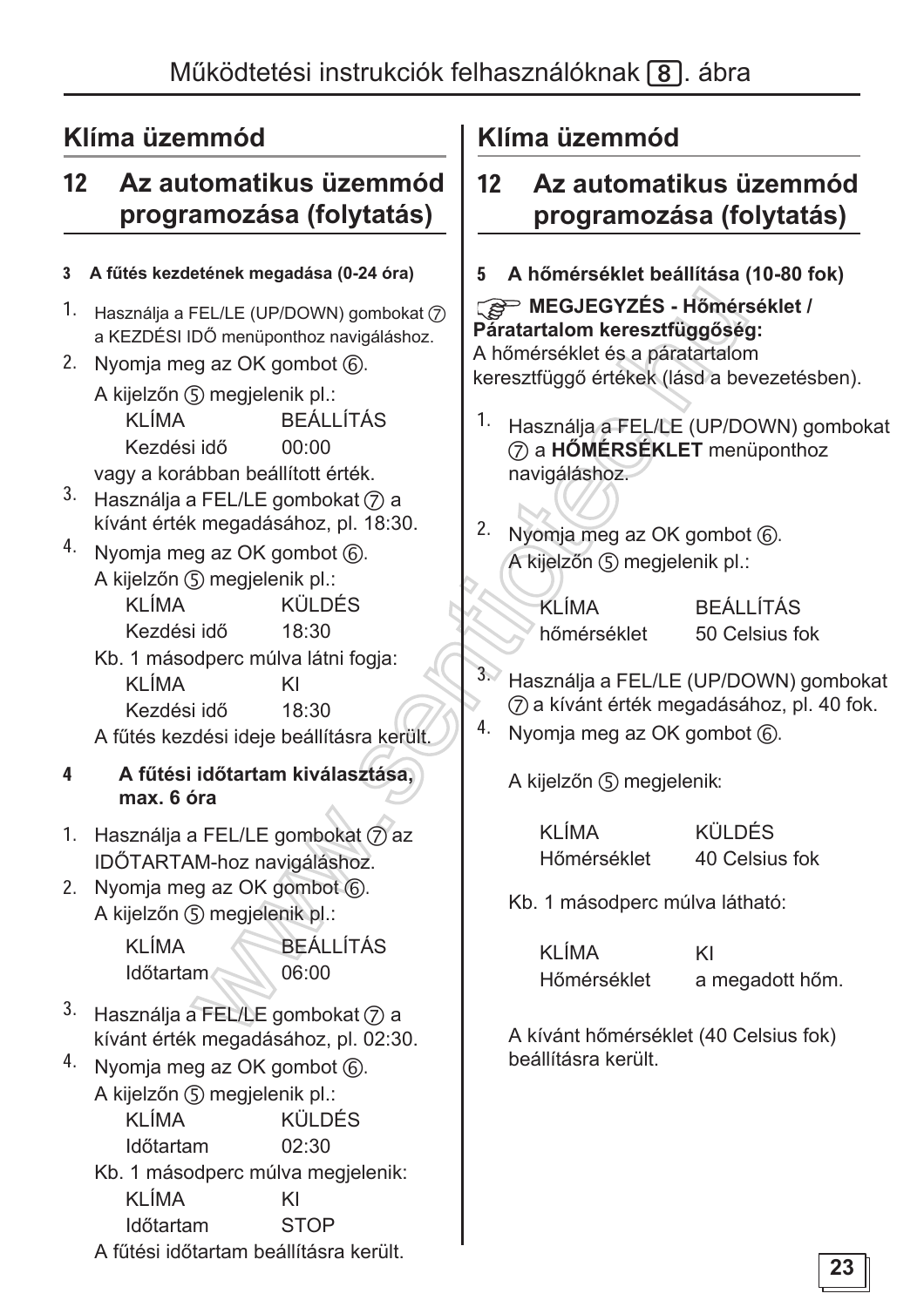## Klíma üzemmód

### 12 Az automatikus üzemmód programozása (folytatás)

**3 A fűtés kezdetének megadása (0-24 óra)**

1. Használja a FEL/LE (UP/DOWN) gombokat ⑦ a KEZDÉSI IDŐ menüponthoz navigáláshoz.
2. Nyomja meg az OK gombot ⑥.
   A kijelzőn ⑤ megjelenik pl.:
   KLÍMA BEÁLLÍTÁS
   Kezdési idő 00:00
   vagy a korábban beállított érték.
3. Használja a FEL/LE gombokat ⑦ a kívánt érték megadásához, pl. 18:30.
4. Nyomja meg az OK gombot ⑥.
   A kijelzőn ⑤ megjelenik pl.:
   KLÍMA KÜLDÉS
   Kezdési idő 18:30
   Kb. 1 másodperc múlva látni fogja:
   KLÍMA KI
   Kezdési idő 18:30
   A fűtés kezdési ideje beállításra került.

**4 A fűtési időtartam kiválasztása, max. 6 óra**

1. Használja a FEL/LE gombokat ⑦ az IDŐTARTAM-hoz navigáláshoz.
2. Nyomja meg az OK gombot ⑥.
   A kijelzőn ⑤ megjelenik pl.:
   KLÍMA BEÁLLÍTÁS
   Időtartam 06:00
3. Használja a FEL/LE gombokat ⑦ a kívánt érték megadásához, pl. 02:30.
4. Nyomja meg az OK gombot ⑥.
   A kijelzőn ⑤ megjelenik pl.:
   KLÍMA KÜLDÉS
   Időtartam 02:30
   Kb. 1 másodperc múlva megjelenik:
   KLÍMA KI
   Időtartam STOP
   A fűtési időtartam beállításra került.

## Klíma üzemmód

### 12 Az automatikus üzemmód programozása (folytatás)

**5 A hőmérséklet beállítása (10-80 fok)**

**MEGJEGYZÉS - Hőmérséklet / Páratartalom keresztfüggőség:**
A hőmérséklet és a páratartalom keresztfüggő értékek (lásd a bevezetésben).

1. Használja a FEL/LE (UP/DOWN) gombokat ⑦ a **HŐMÉRSÉKLET** menüponthoz navigáláshoz.
2. Nyomja meg az OK gombot ⑥.
   A kijelzőn ⑤ megjelenik pl.:
   KLÍMA BEÁLLÍTÁS
   hőmérséklet 50 Celsius fok
3. Használja a FEL/LE (UP/DOWN) gombokat ⑦ a kívánt érték megadásához, pl. 40 fok.
4. Nyomja meg az OK gombot ⑥.

   A kijelzőn ⑤ megjelenik:

   KLÍMA KÜLDÉS
   Hőmérséklet 40 Celsius fok

   Kb. 1 másodperc múlva látható:

   KLÍMA KI
   Hőmérséklet a megadott hőm.

   A kívánt hőmérséklet (40 Celsius fok) beállításra került.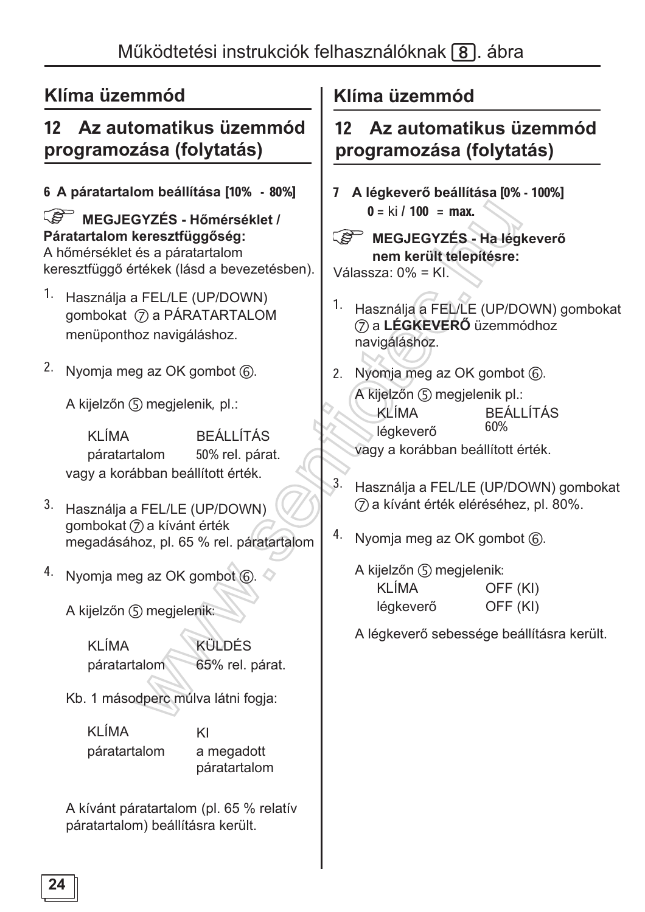## Klíma üzemmód

## 12 Az automatikus üzemmód programozása (folytatás)

**6 A páratartalom beállítása [10% - 80%]**

**MEGJEGYZÉS - Hőmérséklet / Páratartalom keresztfüggőség:**
A hőmérséklet és a páratartalom keresztfüggő értékek (lásd a bevezetésben).

1. Használja a FEL/LE (UP/DOWN) gombokat ⑦ a PÁRATARTALOM menüponthoz navigáláshoz.

2. Nyomja meg az OK gombot ⑥.

   A kijelzőn ⑤ megjelenik, pl.:

   | KLÍMA | BEÁLLÍTÁS |
   |---|---|
   | páratartalom | 50% rel. párat. |

   vagy a korábban beállított érték.

3. Használja a FEL/LE (UP/DOWN) gombokat ⑦ a kívánt érték megadásához, pl. 65 % rel. páratartalom

4. Nyomja meg az OK gombot ⑥.

   A kijelzőn ⑤ megjelenik:

   | KLÍMA | KÜLDÉS |
   |---|---|
   | páratartalom | 65% rel. párat. |

   Kb. 1 másodperc múlva látni fogja:

   | KLÍMA | KI |
   |---|---|
   | páratartalom | a megadott páratartalom |

   A kívánt páratartalom (pl. 65 % relatív páratartalom) beállításra került.

## Klíma üzemmód

## 12 Az automatikus üzemmód programozása (folytatás)

**7 A légkeverő beállítása [0% - 100%]**
**0** = ki **/ 100 = max.**

**MEGJEGYZÉS - Ha légkeverő nem került telepítésre:**
Válassza: 0% = KI.

1. Használja a FEL/LE (UP/DOWN) gombokat ⑦ a **LÉGKEVERŐ** üzemmódhoz navigáláshoz.

2. Nyomja meg az OK gombot ⑥.

   A kijelzőn ⑤ megjelenik pl.:

   | KLÍMA | BEÁLLÍTÁS |
   |---|---|
   | légkeverő | 60% |

   vagy a korábban beállított érték.

3. Használja a FEL/LE (UP/DOWN) gombokat ⑦ a kívánt érték eléréséhez, pl. 80%.

4. Nyomja meg az OK gombot ⑥.

   A kijelzőn ⑤ megjelenik:

   | KLÍMA | OFF (KI) |
   |---|---|
   | légkeverő | OFF (KI) |

   A légkeverő sebessége beállításra került.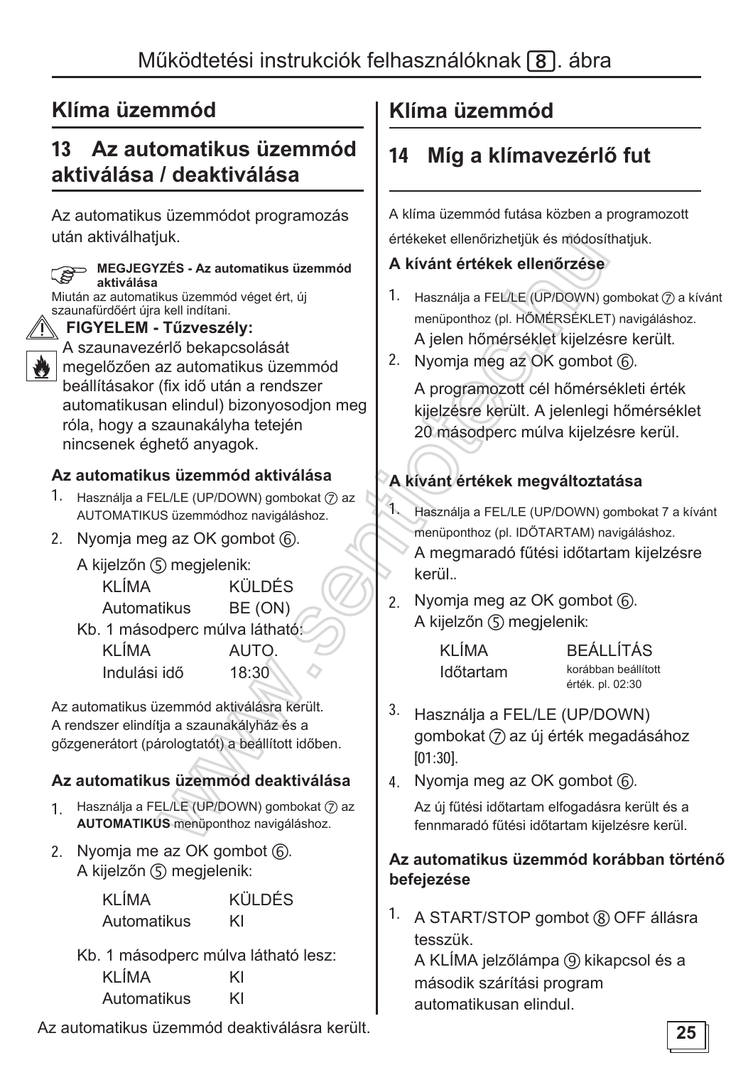Működtetési instrukciók felhasználóknak [8]. ábra

## Klíma üzemmód

## 13 Az automatikus üzemmód aktiválása / deaktiválása

Az automatikus üzemmódot programozás után aktiválhatjuk.

**MEGJEGYZÉS - Az automatikus üzemmód aktiválása**
Miután az automatikus üzemmód véget ért, új szaunafürdőért újra kell indítani.

**FIGYELEM - Tűzveszély:**
A szaunavezérlő bekapcsolását megelőzően az automatikus üzemmód beállításakor (fix idő után a rendszer automatikusan elindul) bizonyosodjon meg róla, hogy a szaunakályha tetején nincsenek éghető anyagok.

### Az automatikus üzemmód aktiválása

1. Használja a FEL/LE (UP/DOWN) gombokat ⑦ az AUTOMATIKUS üzemmódhoz navigáláshoz.
2. Nyomja meg az OK gombot ⑥.

   A kijelzőn ⑤ megjelenik:

   | KLÍMA | KÜLDÉS |
   |---|---|
   | Automatikus | BE (ON) |

   Kb. 1 másodperc múlva látható:

   | KLÍMA | AUTO. |
   |---|---|
   | Indulási idő | 18:30 |

Az automatikus üzemmód aktiválásra került. A rendszer elindítja a szaunakályház és a gőzgenerátort (párologtatót) a beállított időben.

### Az automatikus üzemmód deaktiválása

1. Használja a FEL/LE (UP/DOWN) gombokat ⑦ az **AUTOMATIKUS** menüponthoz navigáláshoz.
2. Nyomja me az OK gombot ⑥.
   A kijelzőn ⑤ megjelenik:

   | KLÍMA | KÜLDÉS |
   |---|---|
   | Automatikus | KI |

   Kb. 1 másodperc múlva látható lesz:

   | KLÍMA | KI |
   |---|---|
   | Automatikus | KI |

Az automatikus üzemmód deaktiválásra került.

## Klíma üzemmód

## 14 Míg a klímavezérlő fut

A klíma üzemmód futása közben a programozott értékeket ellenőrizhetjük és módosíthatjuk.

### A kívánt értékek ellenőrzése

1. Használja a FEL/LE (UP/DOWN) gombokat ⑦ a kívánt menüponthoz (pl. HŐMÉRSÉKLET) navigáláshoz.
   A jelen hőmérséklet kijelzésre került.
2. Nyomja meg az OK gombot ⑥.

   A programozott cél hőmérsékleti érték kijelzésre került. A jelenlegi hőmérséklet 20 másodperc múlva kijelzésre kerül.

### A kívánt értékek megváltoztatása

1. Használja a FEL/LE (UP/DOWN) gombokat 7 a kívánt menüponthoz (pl. IDŐTARTAM) navigáláshoz.
   A megmaradó fűtési időtartam kijelzésre kerül..
2. Nyomja meg az OK gombot ⑥.
   A kijelzőn ⑤ megjelenik:

   | KLÍMA | BEÁLLÍTÁS |
   |---|---|
   | Időtartam | korábban beállított érték. pl. 02:30 |

3. Használja a FEL/LE (UP/DOWN) gombokat ⑦ az új érték megadásához [01:30].
4. Nyomja meg az OK gombot ⑥.

   Az új fűtési időtartam elfogadásra került és a fennmaradó fűtési időtartam kijelzésre kerül.

### Az automatikus üzemmód korábban történő befejezése

1. A START/STOP gombot ⑧ OFF állásra tesszük.
   A KLÍMA jelzőlámpa ⑨ kikapcsol és a második szárítási program automatikusan elindul.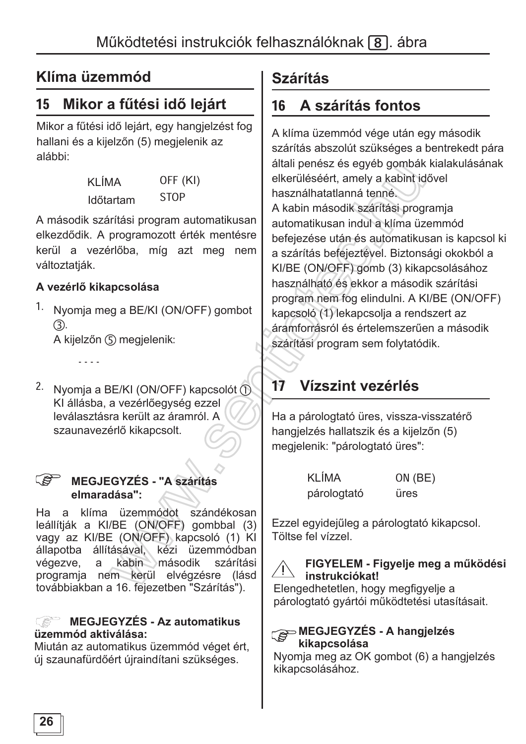# Működtetési instrukciók felhasználóknak [8]. ábra

## Klíma üzemmód

### 15 Mikor a fűtési idő lejárt

Mikor a fűtési idő lejárt, egy hangjelzést fog hallani és a kijelzőn (5) megjelenik az alábbi:

| | |
|---|---|
| KLÍMA | OFF (KI) |
| Időtartam | STOP |

A második szárítási program automatikusan elkezdődik. A programozott érték mentésre kerül a vezérlőba, míg azt meg nem változtatják.

**A vezérlő kikapcsolása**

1. Nyomja meg a BE/KI (ON/OFF) gombot ③.
   A kijelzőn ⑤ megjelenik:

   - - - -

2. Nyomja a BE/KI (ON/OFF) kapcsolót ① KI állásba, a vezérlőegység ezzel leválasztásra került az áramról. A szaunavezérlő kikapcsolt.

**MEGJEGYZÉS - "A szárítás elmaradása":**

Ha a klíma üzemmódot szándékosan leállítják a KI/BE (ON/OFF) gombbal (3) vagy az KI/BE (ON/OFF) kapcsoló (1) KI állapotba állításával, kézi üzemmódban végezve, a kabin második szárítási programja nem kerül elvégzésre (lásd továbbiakban a 16. fejezetben "Szárítás").

**MEGJEGYZÉS - Az automatikus üzemmód aktiválása:**
Miután az automatikus üzemmód véget ért, új szaunafürdőért újraindítani szükséges.

## Szárítás

### 16 A szárítás fontos

A klíma üzemmód vége után egy második szárítás abszolút szükséges a bentrekedt pára általi penész és egyéb gombák kialakulásának elkerüléséért, amely a kabint idővel használhatatlanná tenné.
A kabin második szárítási programja automatikusan indul a klíma üzemmód befejezése után és automatikusan is kapcsol ki a szárítás befejeztével. Biztonsági okokból a KI/BE (ON/OFF) gomb (3) kikapcsolásához használható és ekkor a második szárítási program nem fog elindulni. A KI/BE (ON/OFF) kapcsoló (1) lekapcsolja a rendszert az áramforrásról és értelemszerűen a második szárítási program sem folytatódik.

### 17 Vízszint vezérlés

Ha a párologtató üres, vissza-visszatérő hangjelzés hallatszik és a kijelzőn (5) megjelenik: "párologtató üres":

| | |
|---|---|
| KLÍMA | ON (BE) |
| párologtató | üres |

Ezzel egyidejűleg a párologtató kikapcsol. Töltse fel vízzel.

**FIGYELEM - Figyelje meg a működési instrukciókat!**
Elengedhetetlen, hogy megfigyelje a párologtató gyártói működtetési utasításait.

**MEGJEGYZÉS - A hangjelzés kikapcsolása**
Nyomja meg az OK gombot (6) a hangjelzés kikapcsolásához.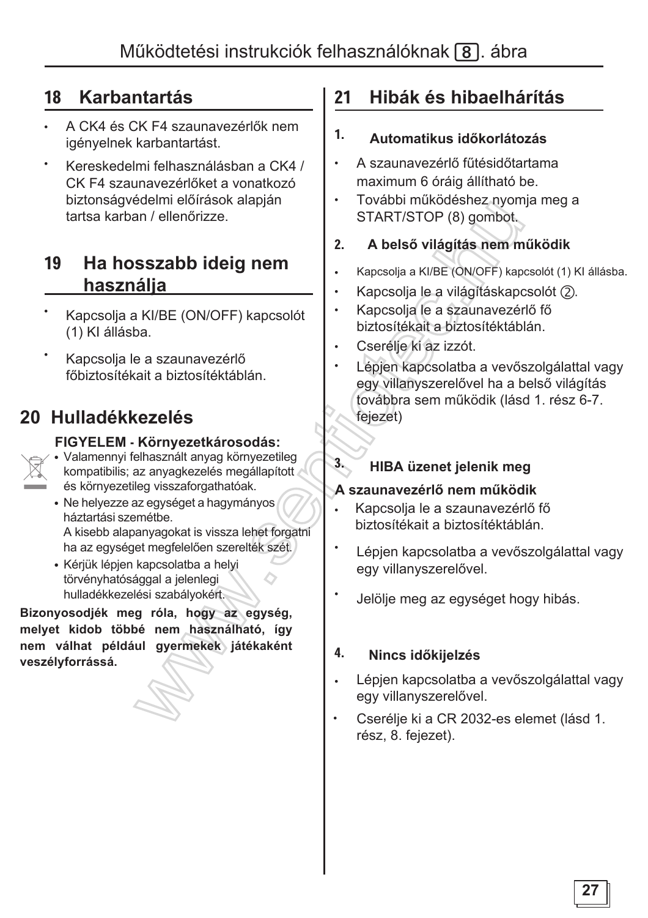## 18 Karbantartás

- A CK4 és CK F4 szaunavezérlők nem igényelnek karbantartást.
- Kereskedelmi felhasználásban a CK4 / CK F4 szaunavezérlőket a vonatkozó biztonságvédelmi előírások alapján tartsa karban / ellenőrizze.

## 19 Ha hosszabb ideig nem használja

- Kapcsolja a KI/BE (ON/OFF) kapcsolót (1) KI állásba.
- Kapcsolja le a szaunavezérlő főbiztosítékait a biztosítéktáblán.

## 20 Hulladékkezelés

**FIGYELEM - Környezetkárosodás:**

- Valamennyi felhasznált anyag környezetileg kompatibilis; az anyagkezelés megállapított és környezetileg visszaforgathatóak.
- Ne helyezze az egységet a hagyományos háztartási szemétbe.
  A kisebb alapanyagokat is vissza lehet forgatni ha az egységet megfelelően szerelték szét.
- Kérjük lépjen kapcsolatba a helyi törvényhatósággal a jelenlegi hulladékkezelési szabályokért.

**Bizonyosodjék meg róla, hogy az egység, melyet kidob többé nem használható, így nem válhat például gyermekek játékaként veszélyforrássá.**

## 21 Hibák és hibaelhárítás

### 1. Automatikus időkorlátozás

- A szaunavezérlő fűtésidőtartama maximum 6 óráig állítható be.
- További működéshez nyomja meg a START/STOP (8) gombot.

### 2. A belső világítás nem működik

- Kapcsolja a KI/BE (ON/OFF) kapcsolót (1) KI állásba.
- Kapcsolja le a világításkapcsolót (2).
- Kapcsolja le a szaunavezérlő fő biztosítékait a biztosítéktáblán.
- Cserélje ki az izzót.
- Lépjen kapcsolatba a vevőszolgálattal vagy egy villanyszerelővel ha a belső világítás továbbra sem működik (lásd 1. rész 6-7. fejezet)

### 3. HIBA üzenet jelenik meg

**A szaunavezérlő nem működik**

- Kapcsolja le a szaunavezérlő fő biztosítékait a biztosítéktáblán.
- Lépjen kapcsolatba a vevőszolgálattal vagy egy villanyszerelővel.
- Jelölje meg az egységet hogy hibás.

### 4. Nincs időkijelzés

- Lépjen kapcsolatba a vevőszolgálattal vagy egy villanyszerelővel.
- Cserélje ki a CR 2032-es elemet (lásd 1. rész, 8. fejezet).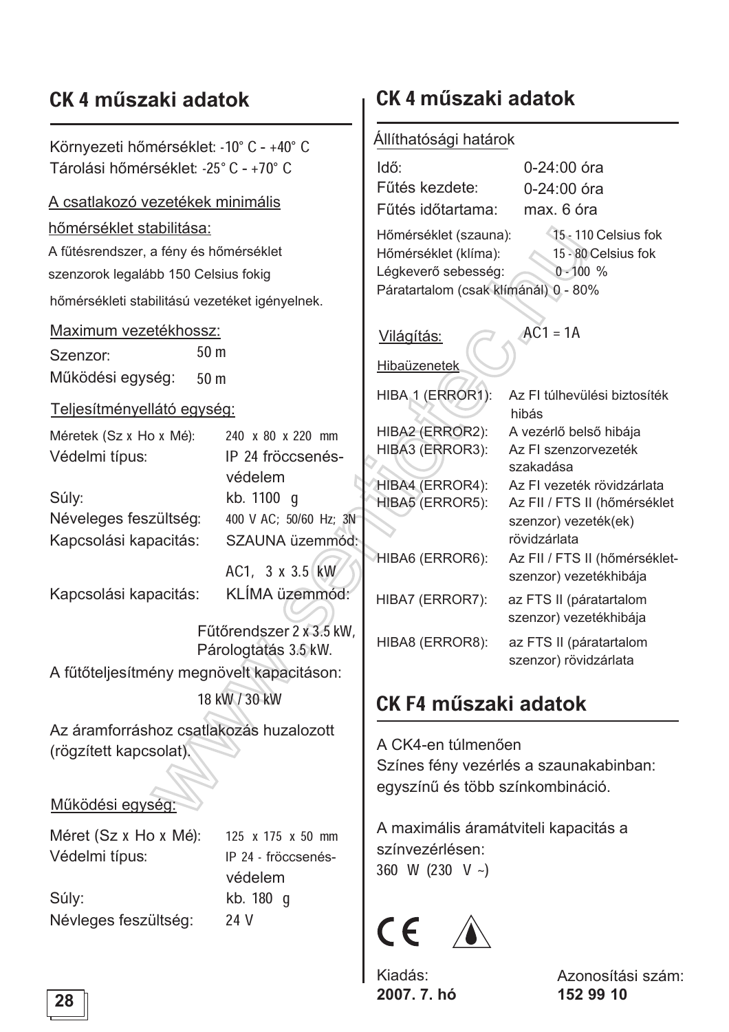## CK 4 műszaki adatok

Környezeti hőmérséklet: -10° C - +40° C
Tárolási hőmérséklet: -25° C - +70° C

A csatlakozó vezetékek minimális hőmérséklet stabilitása:

A fűtésrendszer, a fény és hőmérséklet szenzorok legalább 150 Celsius fokig hőmérsékleti stabilitású vezetéket igényelnek.

Maximum vezetékhossz:

| | |
|---|---|
| Szenzor: | 50 m |
| Működési egység: | 50 m |

Teljesítményellátó egység:

| | |
|---|---|
| Méretek (Sz x Ho x Mé): | 240 x 80 x 220 mm |
| Védelmi típus: | IP 24 fröccsenés-védelem |
| Súly: | kb. 1100 g |
| Néveleges feszültség: | 400 V AC; 50/60 Hz; 3N |
| Kapcsolási kapacitás: | SZAUNA üzemmód: AC1, 3 x 3.5 kW |
| Kapcsolási kapacitás: | KLÍMA üzemmód: Fűtőrendszer 2 x 3.5 kW, Párologtatás 3.5 kW. |

A fűtőteljesítmény megnövelt kapacitáson:

18 kW / 30 kW

Az áramforráshoz csatlakozás huzalozott (rögzített kapcsolat).

Működési egység:

| | |
|---|---|
| Méret (Sz x Ho x Mé): | 125 x 175 x 50 mm |
| Védelmi típus: | IP 24 - fröccsenés-védelem |
| Súly: | kb. 180 g |
| Névleges feszültség: | 24 V |

## CK 4 műszaki adatok

Állíthatósági határok

| | |
|---|---|
| Idő: | 0-24:00 óra |
| Fűtés kezdete: | 0-24:00 óra |
| Fűtés időtartama: | max. 6 óra |
| Hőmérséklet (szauna): | 15 - 110 Celsius fok |
| Hőmérséklet (klíma): | 15 - 80 Celsius fok |
| Légkeverő sebesség: | 0 - 100 % |
| Páratartalom (csak klímánál) | 0 - 80% |

Világítás: AC1 = 1A

Hibaüzenetek

| | |
|---|---|
| HIBA 1 (ERROR1): | Az FI túlhevülési biztosíték hibás |
| HIBA2 (ERROR2): | A vezérlő belső hibája |
| HIBA3 (ERROR3): | Az FI szenzorvezeték szakadása |
| HIBA4 (ERROR4): | Az FI vezeték rövidzárlata |
| HIBA5 (ERROR5): | Az FII / FTS II (hőmérséklet szenzor) vezeték(ek) rövidzárlata |
| HIBA6 (ERROR6): | Az FII / FTS II (hőmérséklet-szenzor) vezetékhibája |
| HIBA7 (ERROR7): | az FTS II (páratartalom szenzor) vezetékhibája |
| HIBA8 (ERROR8): | az FTS II (páratartalom szenzor) rövidzárlata |

## CK F4 műszaki adatok

A CK4-en túlmenően
Színes fény vezérlés a szaunakabinban: egyszínű és több színkombináció.

A maximális áramátviteli kapacitás a színvezérlésen:
360 W (230 V ~)

CE

Kiadás: **2007. 7. hó**

Azonosítási szám: **152 99 10**